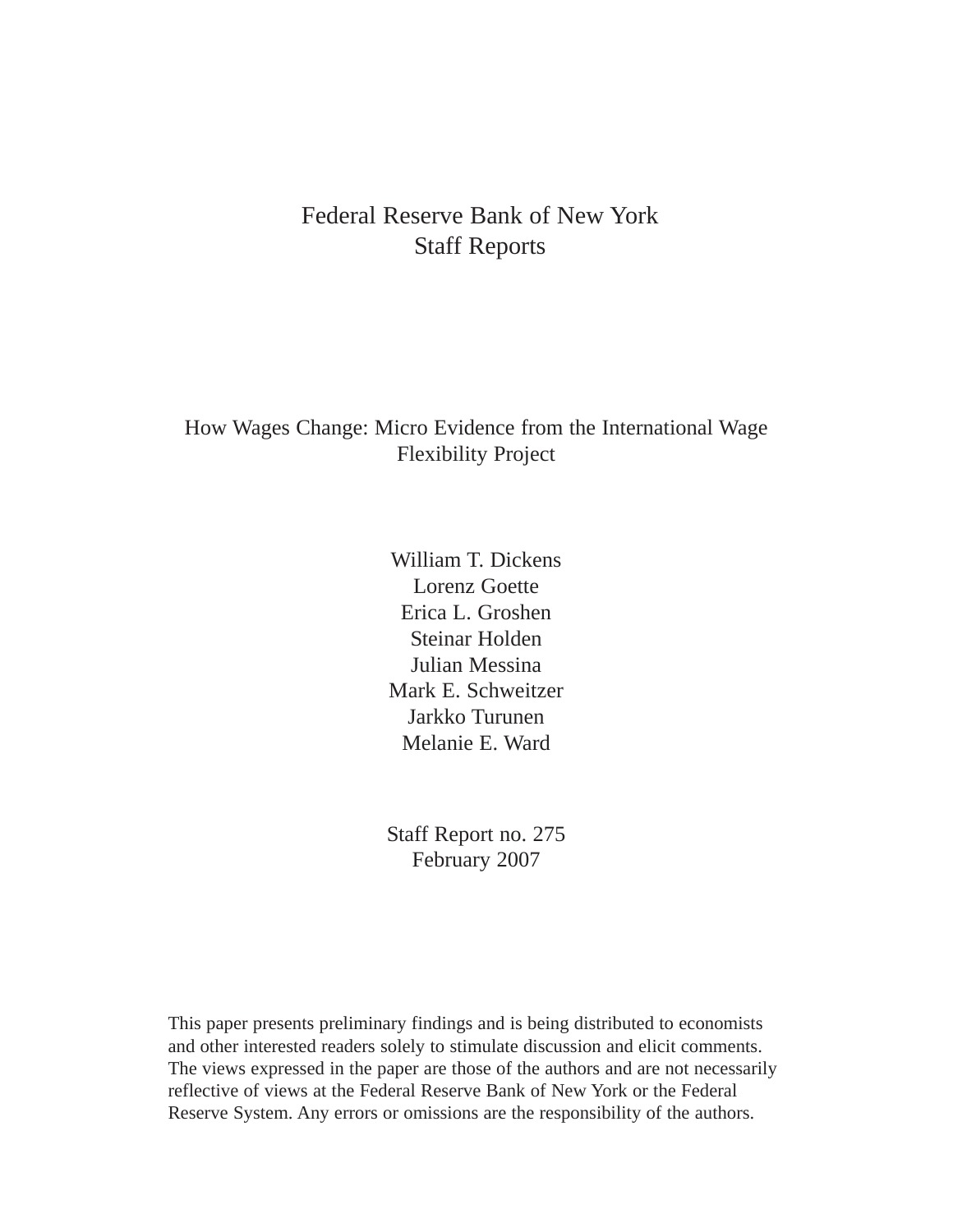Federal Reserve Bank of New York
Staff Reports

# How Wages Change: Micro Evidence from the International Wage Flexibility Project

William T. Dickens
Lorenz Goette
Erica L. Groshen
Steinar Holden
Julian Messina
Mark E. Schweitzer
Jarkko Turunen
Melanie E. Ward

Staff Report no. 275
February 2007

This paper presents preliminary findings and is being distributed to economists and other interested readers solely to stimulate discussion and elicit comments. The views expressed in the paper are those of the authors and are not necessarily reflective of views at the Federal Reserve Bank of New York or the Federal Reserve System. Any errors or omissions are the responsibility of the authors.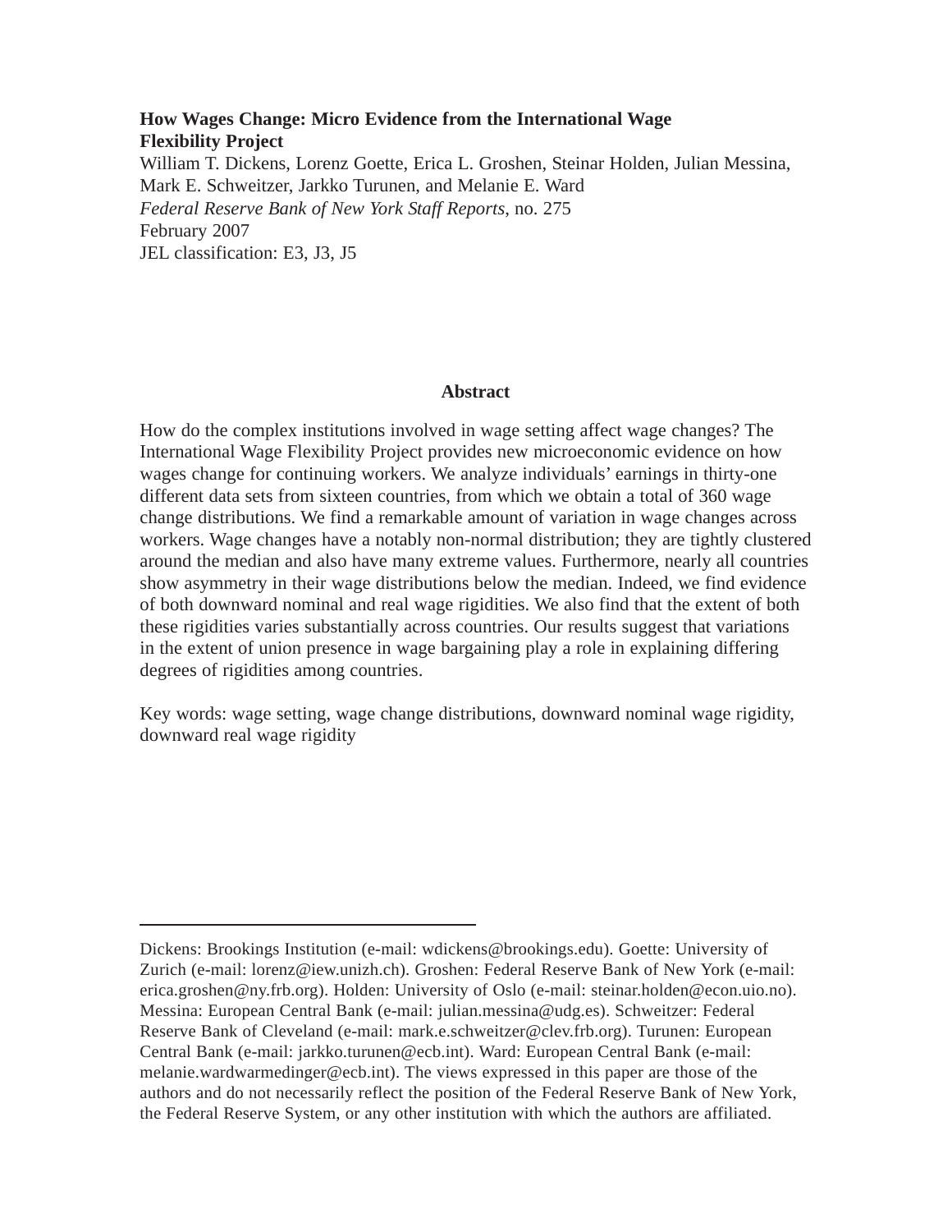**How Wages Change: Micro Evidence from the International Wage Flexibility Project**

William T. Dickens, Lorenz Goette, Erica L. Groshen, Steinar Holden, Julian Messina, Mark E. Schweitzer, Jarkko Turunen, and Melanie E. Ward

*Federal Reserve Bank of New York Staff Reports*, no. 275

February 2007

JEL classification: E3, J3, J5

## Abstract

How do the complex institutions involved in wage setting affect wage changes? The International Wage Flexibility Project provides new microeconomic evidence on how wages change for continuing workers. We analyze individuals' earnings in thirty-one different data sets from sixteen countries, from which we obtain a total of 360 wage change distributions. We find a remarkable amount of variation in wage changes across workers. Wage changes have a notably non-normal distribution; they are tightly clustered around the median and also have many extreme values. Furthermore, nearly all countries show asymmetry in their wage distributions below the median. Indeed, we find evidence of both downward nominal and real wage rigidities. We also find that the extent of both these rigidities varies substantially across countries. Our results suggest that variations in the extent of union presence in wage bargaining play a role in explaining differing degrees of rigidities among countries.

Key words: wage setting, wage change distributions, downward nominal wage rigidity, downward real wage rigidity

---

Dickens: Brookings Institution (e-mail: wdickens@brookings.edu). Goette: University of Zurich (e-mail: lorenz@iew.unizh.ch). Groshen: Federal Reserve Bank of New York (e-mail: erica.groshen@ny.frb.org). Holden: University of Oslo (e-mail: steinar.holden@econ.uio.no). Messina: European Central Bank (e-mail: julian.messina@udg.es). Schweitzer: Federal Reserve Bank of Cleveland (e-mail: mark.e.schweitzer@clev.frb.org). Turunen: European Central Bank (e-mail: jarkko.turunen@ecb.int). Ward: European Central Bank (e-mail: melanie.wardwarmedinger@ecb.int). The views expressed in this paper are those of the authors and do not necessarily reflect the position of the Federal Reserve Bank of New York, the Federal Reserve System, or any other institution with which the authors are affiliated.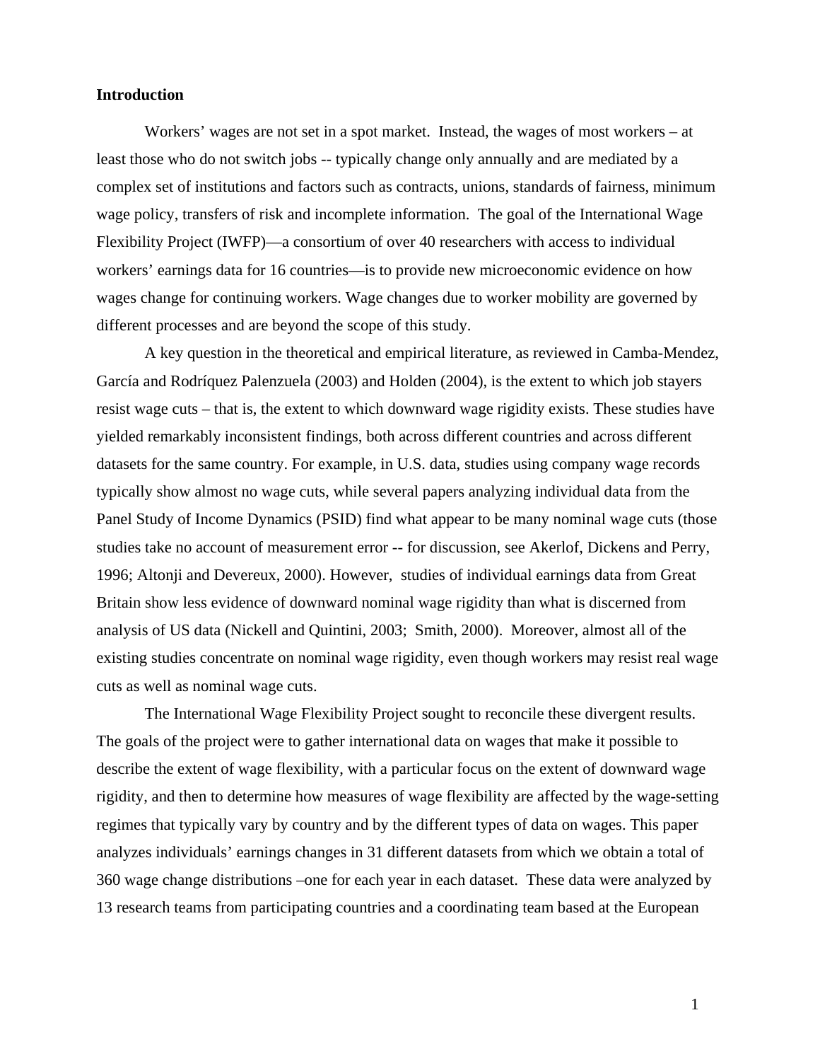**Introduction**

Workers' wages are not set in a spot market. Instead, the wages of most workers – at least those who do not switch jobs -- typically change only annually and are mediated by a complex set of institutions and factors such as contracts, unions, standards of fairness, minimum wage policy, transfers of risk and incomplete information. The goal of the International Wage Flexibility Project (IWFP)—a consortium of over 40 researchers with access to individual workers' earnings data for 16 countries—is to provide new microeconomic evidence on how wages change for continuing workers. Wage changes due to worker mobility are governed by different processes and are beyond the scope of this study.

A key question in the theoretical and empirical literature, as reviewed in Camba-Mendez, García and Rodríquez Palenzuela (2003) and Holden (2004), is the extent to which job stayers resist wage cuts – that is, the extent to which downward wage rigidity exists. These studies have yielded remarkably inconsistent findings, both across different countries and across different datasets for the same country. For example, in U.S. data, studies using company wage records typically show almost no wage cuts, while several papers analyzing individual data from the Panel Study of Income Dynamics (PSID) find what appear to be many nominal wage cuts (those studies take no account of measurement error -- for discussion, see Akerlof, Dickens and Perry, 1996; Altonji and Devereux, 2000). However, studies of individual earnings data from Great Britain show less evidence of downward nominal wage rigidity than what is discerned from analysis of US data (Nickell and Quintini, 2003; Smith, 2000). Moreover, almost all of the existing studies concentrate on nominal wage rigidity, even though workers may resist real wage cuts as well as nominal wage cuts.

The International Wage Flexibility Project sought to reconcile these divergent results. The goals of the project were to gather international data on wages that make it possible to describe the extent of wage flexibility, with a particular focus on the extent of downward wage rigidity, and then to determine how measures of wage flexibility are affected by the wage-setting regimes that typically vary by country and by the different types of data on wages. This paper analyzes individuals' earnings changes in 31 different datasets from which we obtain a total of 360 wage change distributions –one for each year in each dataset. These data were analyzed by 13 research teams from participating countries and a coordinating team based at the European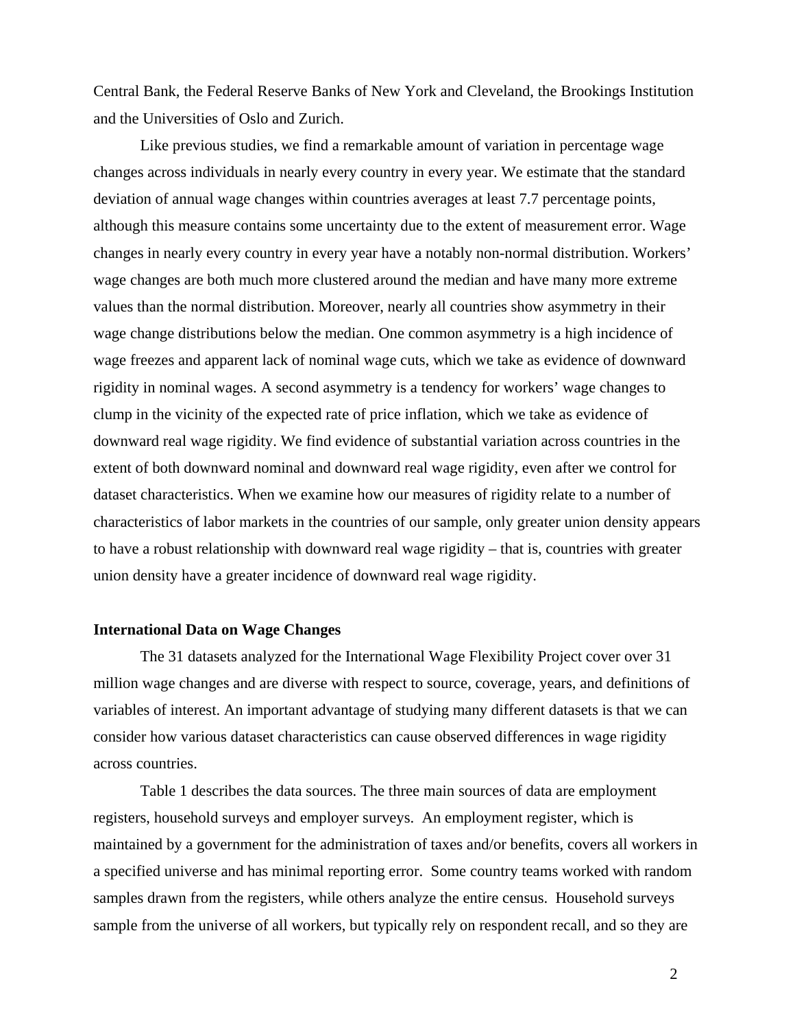Central Bank, the Federal Reserve Banks of New York and Cleveland, the Brookings Institution and the Universities of Oslo and Zurich.

Like previous studies, we find a remarkable amount of variation in percentage wage changes across individuals in nearly every country in every year. We estimate that the standard deviation of annual wage changes within countries averages at least 7.7 percentage points, although this measure contains some uncertainty due to the extent of measurement error. Wage changes in nearly every country in every year have a notably non-normal distribution. Workers' wage changes are both much more clustered around the median and have many more extreme values than the normal distribution. Moreover, nearly all countries show asymmetry in their wage change distributions below the median. One common asymmetry is a high incidence of wage freezes and apparent lack of nominal wage cuts, which we take as evidence of downward rigidity in nominal wages. A second asymmetry is a tendency for workers' wage changes to clump in the vicinity of the expected rate of price inflation, which we take as evidence of downward real wage rigidity. We find evidence of substantial variation across countries in the extent of both downward nominal and downward real wage rigidity, even after we control for dataset characteristics. When we examine how our measures of rigidity relate to a number of characteristics of labor markets in the countries of our sample, only greater union density appears to have a robust relationship with downward real wage rigidity – that is, countries with greater union density have a greater incidence of downward real wage rigidity.

**International Data on Wage Changes**

The 31 datasets analyzed for the International Wage Flexibility Project cover over 31 million wage changes and are diverse with respect to source, coverage, years, and definitions of variables of interest. An important advantage of studying many different datasets is that we can consider how various dataset characteristics can cause observed differences in wage rigidity across countries.

Table 1 describes the data sources. The three main sources of data are employment registers, household surveys and employer surveys. An employment register, which is maintained by a government for the administration of taxes and/or benefits, covers all workers in a specified universe and has minimal reporting error. Some country teams worked with random samples drawn from the registers, while others analyze the entire census. Household surveys sample from the universe of all workers, but typically rely on respondent recall, and so they are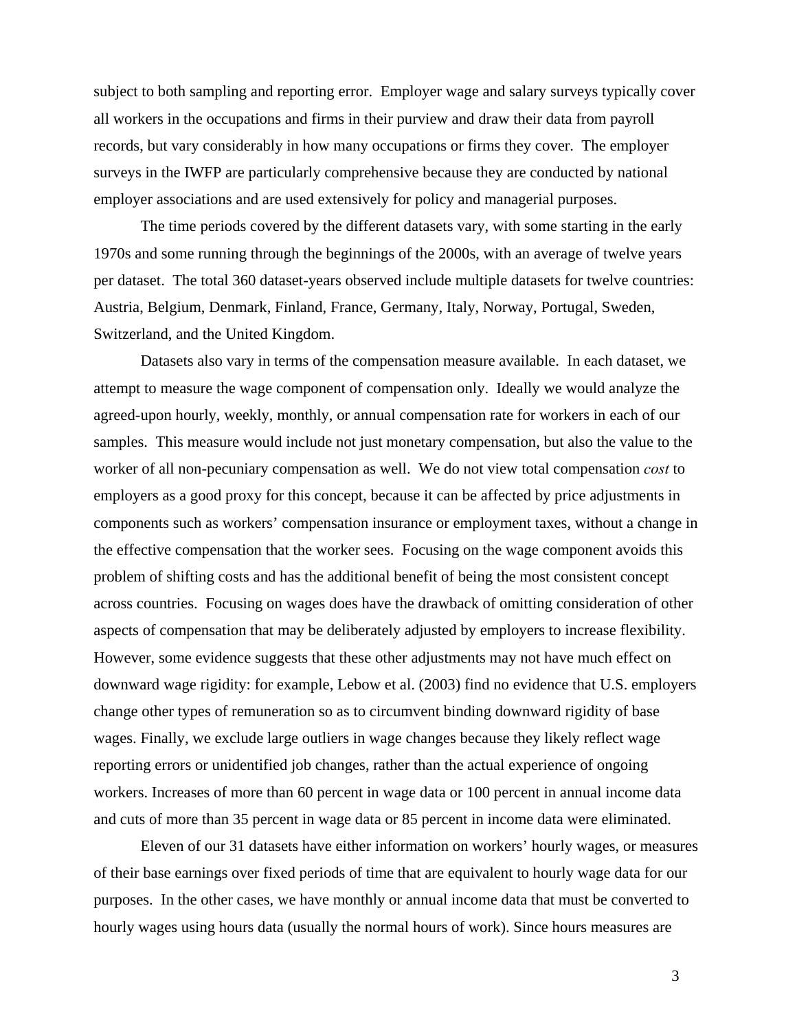subject to both sampling and reporting error. Employer wage and salary surveys typically cover all workers in the occupations and firms in their purview and draw their data from payroll records, but vary considerably in how many occupations or firms they cover. The employer surveys in the IWFP are particularly comprehensive because they are conducted by national employer associations and are used extensively for policy and managerial purposes.

The time periods covered by the different datasets vary, with some starting in the early 1970s and some running through the beginnings of the 2000s, with an average of twelve years per dataset. The total 360 dataset-years observed include multiple datasets for twelve countries: Austria, Belgium, Denmark, Finland, France, Germany, Italy, Norway, Portugal, Sweden, Switzerland, and the United Kingdom.

Datasets also vary in terms of the compensation measure available. In each dataset, we attempt to measure the wage component of compensation only. Ideally we would analyze the agreed-upon hourly, weekly, monthly, or annual compensation rate for workers in each of our samples. This measure would include not just monetary compensation, but also the value to the worker of all non-pecuniary compensation as well. We do not view total compensation *cost* to employers as a good proxy for this concept, because it can be affected by price adjustments in components such as workers' compensation insurance or employment taxes, without a change in the effective compensation that the worker sees. Focusing on the wage component avoids this problem of shifting costs and has the additional benefit of being the most consistent concept across countries. Focusing on wages does have the drawback of omitting consideration of other aspects of compensation that may be deliberately adjusted by employers to increase flexibility. However, some evidence suggests that these other adjustments may not have much effect on downward wage rigidity: for example, Lebow et al. (2003) find no evidence that U.S. employers change other types of remuneration so as to circumvent binding downward rigidity of base wages. Finally, we exclude large outliers in wage changes because they likely reflect wage reporting errors or unidentified job changes, rather than the actual experience of ongoing workers. Increases of more than 60 percent in wage data or 100 percent in annual income data and cuts of more than 35 percent in wage data or 85 percent in income data were eliminated.

Eleven of our 31 datasets have either information on workers' hourly wages, or measures of their base earnings over fixed periods of time that are equivalent to hourly wage data for our purposes. In the other cases, we have monthly or annual income data that must be converted to hourly wages using hours data (usually the normal hours of work). Since hours measures are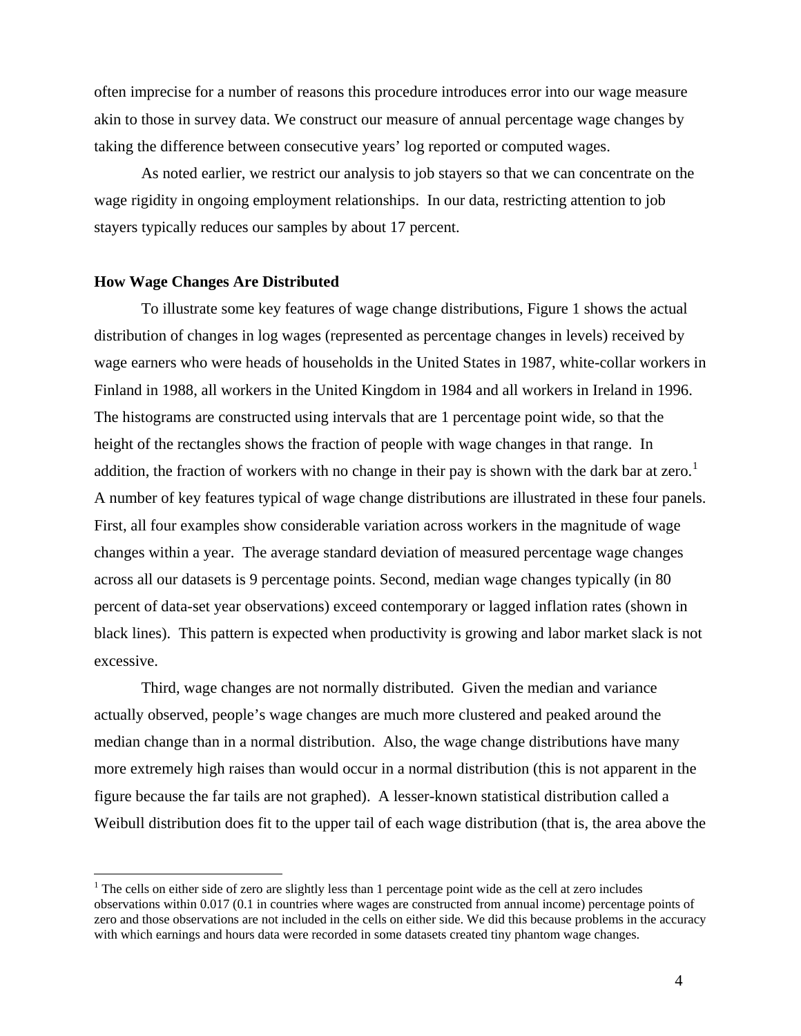often imprecise for a number of reasons this procedure introduces error into our wage measure akin to those in survey data. We construct our measure of annual percentage wage changes by taking the difference between consecutive years' log reported or computed wages.

As noted earlier, we restrict our analysis to job stayers so that we can concentrate on the wage rigidity in ongoing employment relationships. In our data, restricting attention to job stayers typically reduces our samples by about 17 percent.

**How Wage Changes Are Distributed**

To illustrate some key features of wage change distributions, Figure 1 shows the actual distribution of changes in log wages (represented as percentage changes in levels) received by wage earners who were heads of households in the United States in 1987, white-collar workers in Finland in 1988, all workers in the United Kingdom in 1984 and all workers in Ireland in 1996. The histograms are constructed using intervals that are 1 percentage point wide, so that the height of the rectangles shows the fraction of people with wage changes in that range. In addition, the fraction of workers with no change in their pay is shown with the dark bar at zero.[1] A number of key features typical of wage change distributions are illustrated in these four panels. First, all four examples show considerable variation across workers in the magnitude of wage changes within a year. The average standard deviation of measured percentage wage changes across all our datasets is 9 percentage points. Second, median wage changes typically (in 80 percent of data-set year observations) exceed contemporary or lagged inflation rates (shown in black lines). This pattern is expected when productivity is growing and labor market slack is not excessive.

Third, wage changes are not normally distributed. Given the median and variance actually observed, people's wage changes are much more clustered and peaked around the median change than in a normal distribution. Also, the wage change distributions have many more extremely high raises than would occur in a normal distribution (this is not apparent in the figure because the far tails are not graphed). A lesser-known statistical distribution called a Weibull distribution does fit to the upper tail of each wage distribution (that is, the area above the

[1] The cells on either side of zero are slightly less than 1 percentage point wide as the cell at zero includes observations within 0.017 (0.1 in countries where wages are constructed from annual income) percentage points of zero and those observations are not included in the cells on either side. We did this because problems in the accuracy with which earnings and hours data were recorded in some datasets created tiny phantom wage changes.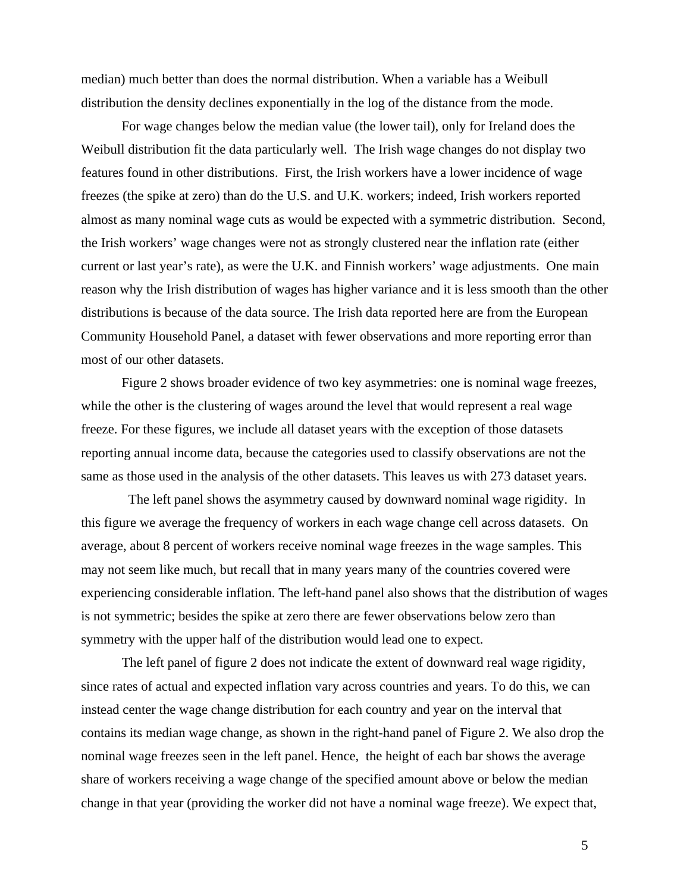median) much better than does the normal distribution. When a variable has a Weibull distribution the density declines exponentially in the log of the distance from the mode.

For wage changes below the median value (the lower tail), only for Ireland does the Weibull distribution fit the data particularly well. The Irish wage changes do not display two features found in other distributions. First, the Irish workers have a lower incidence of wage freezes (the spike at zero) than do the U.S. and U.K. workers; indeed, Irish workers reported almost as many nominal wage cuts as would be expected with a symmetric distribution. Second, the Irish workers' wage changes were not as strongly clustered near the inflation rate (either current or last year's rate), as were the U.K. and Finnish workers' wage adjustments. One main reason why the Irish distribution of wages has higher variance and it is less smooth than the other distributions is because of the data source. The Irish data reported here are from the European Community Household Panel, a dataset with fewer observations and more reporting error than most of our other datasets.

Figure 2 shows broader evidence of two key asymmetries: one is nominal wage freezes, while the other is the clustering of wages around the level that would represent a real wage freeze. For these figures, we include all dataset years with the exception of those datasets reporting annual income data, because the categories used to classify observations are not the same as those used in the analysis of the other datasets. This leaves us with 273 dataset years.

The left panel shows the asymmetry caused by downward nominal wage rigidity. In this figure we average the frequency of workers in each wage change cell across datasets. On average, about 8 percent of workers receive nominal wage freezes in the wage samples. This may not seem like much, but recall that in many years many of the countries covered were experiencing considerable inflation. The left-hand panel also shows that the distribution of wages is not symmetric; besides the spike at zero there are fewer observations below zero than symmetry with the upper half of the distribution would lead one to expect.

The left panel of figure 2 does not indicate the extent of downward real wage rigidity, since rates of actual and expected inflation vary across countries and years. To do this, we can instead center the wage change distribution for each country and year on the interval that contains its median wage change, as shown in the right-hand panel of Figure 2. We also drop the nominal wage freezes seen in the left panel. Hence, the height of each bar shows the average share of workers receiving a wage change of the specified amount above or below the median change in that year (providing the worker did not have a nominal wage freeze). We expect that,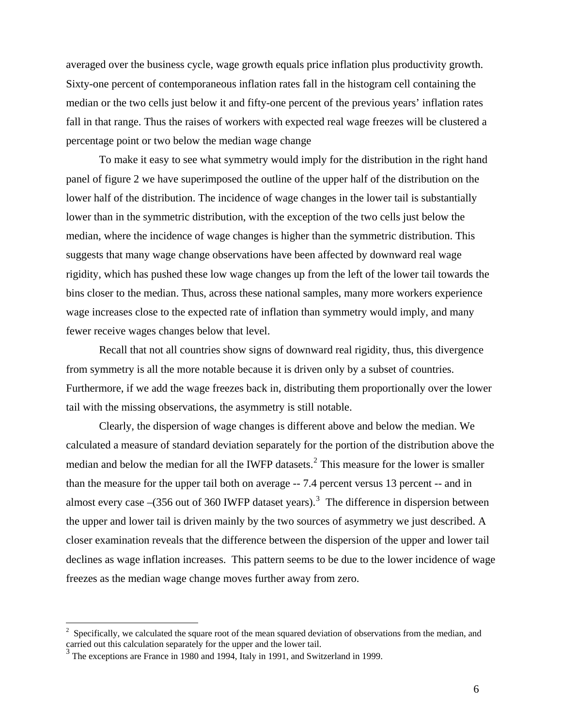averaged over the business cycle, wage growth equals price inflation plus productivity growth. Sixty-one percent of contemporaneous inflation rates fall in the histogram cell containing the median or the two cells just below it and fifty-one percent of the previous years' inflation rates fall in that range. Thus the raises of workers with expected real wage freezes will be clustered a percentage point or two below the median wage change

To make it easy to see what symmetry would imply for the distribution in the right hand panel of figure 2 we have superimposed the outline of the upper half of the distribution on the lower half of the distribution. The incidence of wage changes in the lower tail is substantially lower than in the symmetric distribution, with the exception of the two cells just below the median, where the incidence of wage changes is higher than the symmetric distribution. This suggests that many wage change observations have been affected by downward real wage rigidity, which has pushed these low wage changes up from the left of the lower tail towards the bins closer to the median. Thus, across these national samples, many more workers experience wage increases close to the expected rate of inflation than symmetry would imply, and many fewer receive wages changes below that level.

Recall that not all countries show signs of downward real rigidity, thus, this divergence from symmetry is all the more notable because it is driven only by a subset of countries. Furthermore, if we add the wage freezes back in, distributing them proportionally over the lower tail with the missing observations, the asymmetry is still notable.

Clearly, the dispersion of wage changes is different above and below the median. We calculated a measure of standard deviation separately for the portion of the distribution above the median and below the median for all the IWFP datasets.[2] This measure for the lower is smaller than the measure for the upper tail both on average -- 7.4 percent versus 13 percent -- and in almost every case –(356 out of 360 IWFP dataset years).[3] The difference in dispersion between the upper and lower tail is driven mainly by the two sources of asymmetry we just described. A closer examination reveals that the difference between the dispersion of the upper and lower tail declines as wage inflation increases. This pattern seems to be due to the lower incidence of wage freezes as the median wage change moves further away from zero.

---

[2] Specifically, we calculated the square root of the mean squared deviation of observations from the median, and carried out this calculation separately for the upper and the lower tail.

[3] The exceptions are France in 1980 and 1994, Italy in 1991, and Switzerland in 1999.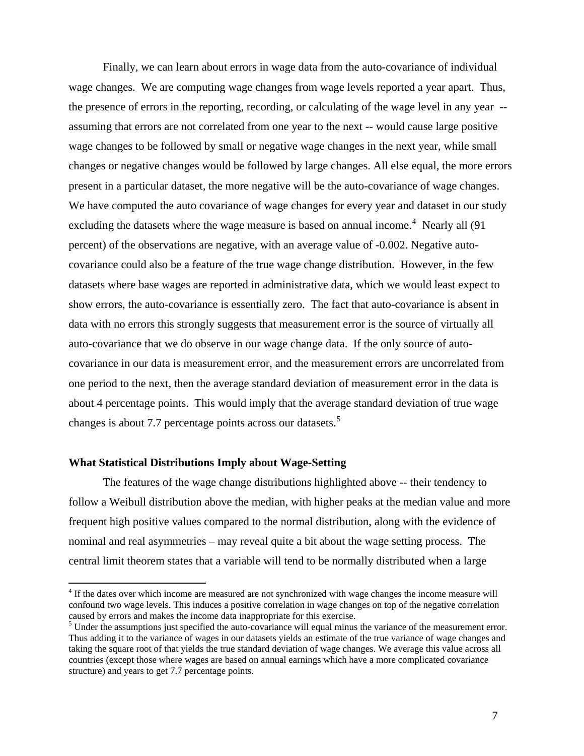Finally, we can learn about errors in wage data from the auto-covariance of individual wage changes. We are computing wage changes from wage levels reported a year apart. Thus, the presence of errors in the reporting, recording, or calculating of the wage level in any year -- assuming that errors are not correlated from one year to the next -- would cause large positive wage changes to be followed by small or negative wage changes in the next year, while small changes or negative changes would be followed by large changes. All else equal, the more errors present in a particular dataset, the more negative will be the auto-covariance of wage changes. We have computed the auto covariance of wage changes for every year and dataset in our study excluding the datasets where the wage measure is based on annual income.[4] Nearly all (91 percent) of the observations are negative, with an average value of -0.002. Negative auto-covariance could also be a feature of the true wage change distribution. However, in the few datasets where base wages are reported in administrative data, which we would least expect to show errors, the auto-covariance is essentially zero. The fact that auto-covariance is absent in data with no errors this strongly suggests that measurement error is the source of virtually all auto-covariance that we do observe in our wage change data. If the only source of auto-covariance in our data is measurement error, and the measurement errors are uncorrelated from one period to the next, then the average standard deviation of measurement error in the data is about 4 percentage points. This would imply that the average standard deviation of true wage changes is about 7.7 percentage points across our datasets.[5]

**What Statistical Distributions Imply about Wage-Setting**

The features of the wage change distributions highlighted above -- their tendency to follow a Weibull distribution above the median, with higher peaks at the median value and more frequent high positive values compared to the normal distribution, along with the evidence of nominal and real asymmetries – may reveal quite a bit about the wage setting process. The central limit theorem states that a variable will tend to be normally distributed when a large

---

[4] If the dates over which income are measured are not synchronized with wage changes the income measure will confound two wage levels. This induces a positive correlation in wage changes on top of the negative correlation caused by errors and makes the income data inappropriate for this exercise.

[5] Under the assumptions just specified the auto-covariance will equal minus the variance of the measurement error. Thus adding it to the variance of wages in our datasets yields an estimate of the true variance of wage changes and taking the square root of that yields the true standard deviation of wage changes. We average this value across all countries (except those where wages are based on annual earnings which have a more complicated covariance structure) and years to get 7.7 percentage points.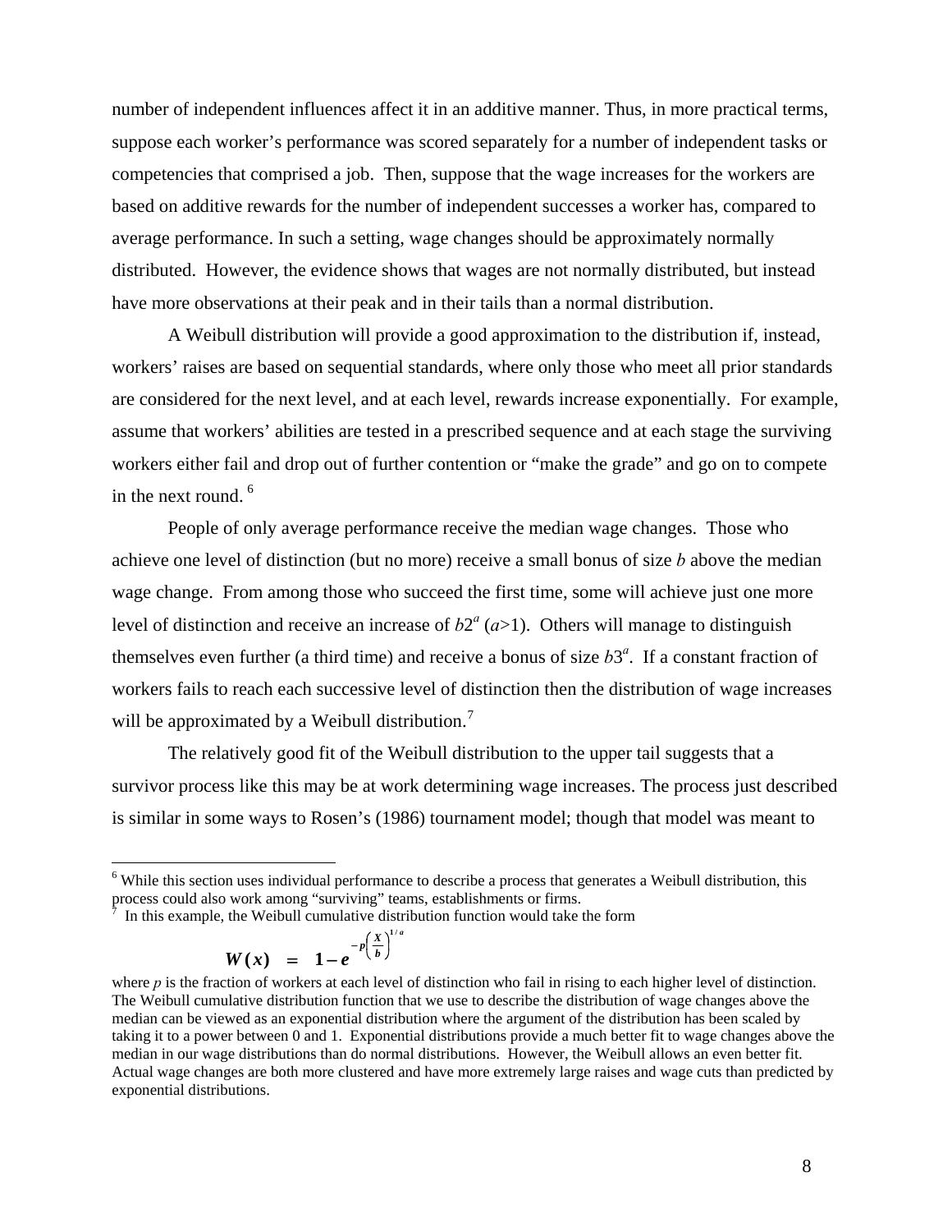number of independent influences affect it in an additive manner. Thus, in more practical terms, suppose each worker's performance was scored separately for a number of independent tasks or competencies that comprised a job. Then, suppose that the wage increases for the workers are based on additive rewards for the number of independent successes a worker has, compared to average performance. In such a setting, wage changes should be approximately normally distributed. However, the evidence shows that wages are not normally distributed, but instead have more observations at their peak and in their tails than a normal distribution.

A Weibull distribution will provide a good approximation to the distribution if, instead, workers' raises are based on sequential standards, where only those who meet all prior standards are considered for the next level, and at each level, rewards increase exponentially. For example, assume that workers' abilities are tested in a prescribed sequence and at each stage the surviving workers either fail and drop out of further contention or "make the grade" and go on to compete in the next round.[6]

People of only average performance receive the median wage changes. Those who achieve one level of distinction (but no more) receive a small bonus of size $b$ above the median wage change. From among those who succeed the first time, some will achieve just one more level of distinction and receive an increase of $b2^a$ ($a$>1). Others will manage to distinguish themselves even further (a third time) and receive a bonus of size $b3^a$. If a constant fraction of workers fails to reach each successive level of distinction then the distribution of wage increases will be approximated by a Weibull distribution.[7]

The relatively good fit of the Weibull distribution to the upper tail suggests that a survivor process like this may be at work determining wage increases. The process just described is similar in some ways to Rosen's (1986) tournament model; though that model was meant to

---

[6] While this section uses individual performance to describe a process that generates a Weibull distribution, this process could also work among "surviving" teams, establishments or firms.

[7] In this example, the Weibull cumulative distribution function would take the form

$$W(x) \;=\; 1 - e^{-p\left(\frac{X}{b}\right)^{1/a}}$$

where $p$ is the fraction of workers at each level of distinction who fail in rising to each higher level of distinction. The Weibull cumulative distribution function that we use to describe the distribution of wage changes above the median can be viewed as an exponential distribution where the argument of the distribution has been scaled by taking it to a power between 0 and 1. Exponential distributions provide a much better fit to wage changes above the median in our wage distributions than do normal distributions. However, the Weibull allows an even better fit. Actual wage changes are both more clustered and have more extremely large raises and wage cuts than predicted by exponential distributions.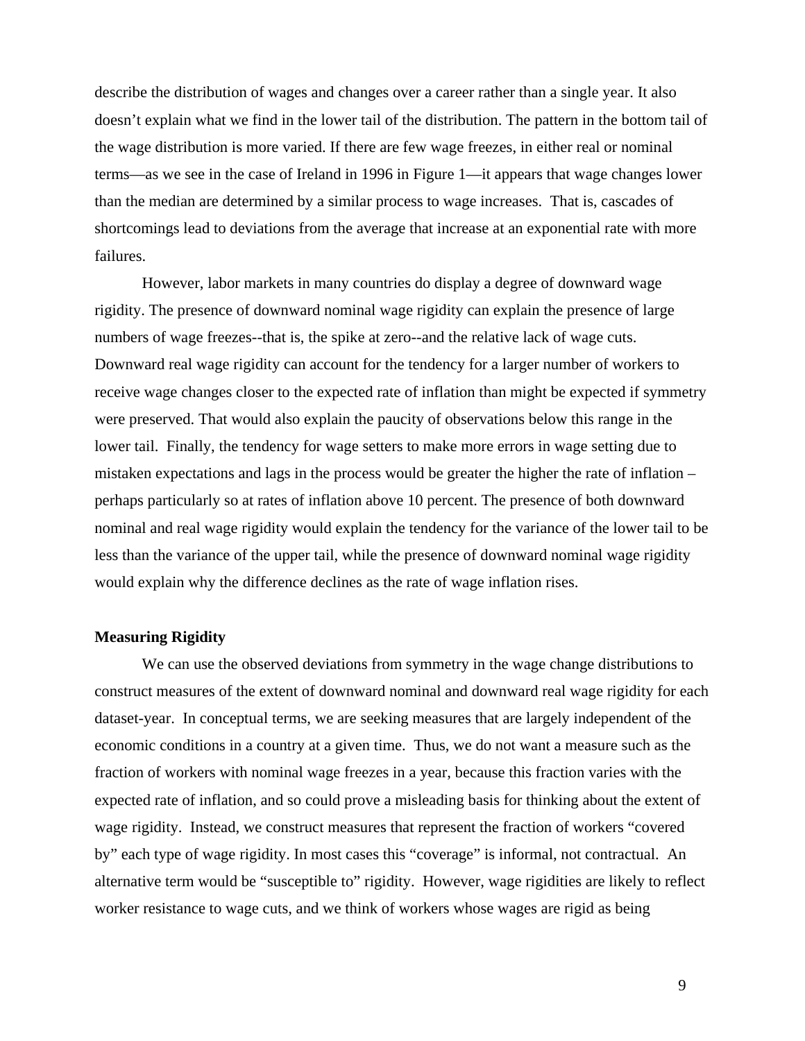describe the distribution of wages and changes over a career rather than a single year. It also doesn't explain what we find in the lower tail of the distribution. The pattern in the bottom tail of the wage distribution is more varied. If there are few wage freezes, in either real or nominal terms—as we see in the case of Ireland in 1996 in Figure 1—it appears that wage changes lower than the median are determined by a similar process to wage increases. That is, cascades of shortcomings lead to deviations from the average that increase at an exponential rate with more failures.

However, labor markets in many countries do display a degree of downward wage rigidity. The presence of downward nominal wage rigidity can explain the presence of large numbers of wage freezes--that is, the spike at zero--and the relative lack of wage cuts. Downward real wage rigidity can account for the tendency for a larger number of workers to receive wage changes closer to the expected rate of inflation than might be expected if symmetry were preserved. That would also explain the paucity of observations below this range in the lower tail. Finally, the tendency for wage setters to make more errors in wage setting due to mistaken expectations and lags in the process would be greater the higher the rate of inflation – perhaps particularly so at rates of inflation above 10 percent. The presence of both downward nominal and real wage rigidity would explain the tendency for the variance of the lower tail to be less than the variance of the upper tail, while the presence of downward nominal wage rigidity would explain why the difference declines as the rate of wage inflation rises.

**Measuring Rigidity**

We can use the observed deviations from symmetry in the wage change distributions to construct measures of the extent of downward nominal and downward real wage rigidity for each dataset-year. In conceptual terms, we are seeking measures that are largely independent of the economic conditions in a country at a given time. Thus, we do not want a measure such as the fraction of workers with nominal wage freezes in a year, because this fraction varies with the expected rate of inflation, and so could prove a misleading basis for thinking about the extent of wage rigidity. Instead, we construct measures that represent the fraction of workers "covered by" each type of wage rigidity. In most cases this "coverage" is informal, not contractual. An alternative term would be "susceptible to" rigidity. However, wage rigidities are likely to reflect worker resistance to wage cuts, and we think of workers whose wages are rigid as being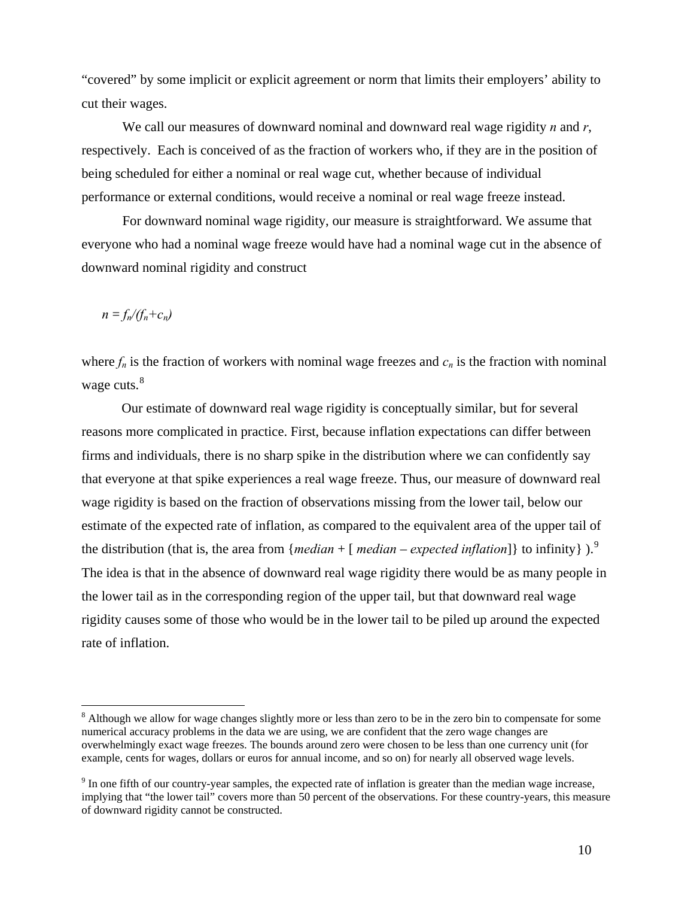"covered" by some implicit or explicit agreement or norm that limits their employers' ability to cut their wages.

We call our measures of downward nominal and downward real wage rigidity *n* and *r*, respectively. Each is conceived of as the fraction of workers who, if they are in the position of being scheduled for either a nominal or real wage cut, whether because of individual performance or external conditions, would receive a nominal or real wage freeze instead.

For downward nominal wage rigidity, our measure is straightforward. We assume that everyone who had a nominal wage freeze would have had a nominal wage cut in the absence of downward nominal rigidity and construct

$$n = f_n/(f_n+c_n)$$

where $f_n$ is the fraction of workers with nominal wage freezes and $c_n$ is the fraction with nominal wage cuts.[8]

Our estimate of downward real wage rigidity is conceptually similar, but for several reasons more complicated in practice. First, because inflation expectations can differ between firms and individuals, there is no sharp spike in the distribution where we can confidently say that everyone at that spike experiences a real wage freeze. Thus, our measure of downward real wage rigidity is based on the fraction of observations missing from the lower tail, below our estimate of the expected rate of inflation, as compared to the equivalent area of the upper tail of the distribution (that is, the area from {*median* + [ *median – expected inflation*]} to infinity} ).[9] The idea is that in the absence of downward real wage rigidity there would be as many people in the lower tail as in the corresponding region of the upper tail, but that downward real wage rigidity causes some of those who would be in the lower tail to be piled up around the expected rate of inflation.

---

[8] Although we allow for wage changes slightly more or less than zero to be in the zero bin to compensate for some numerical accuracy problems in the data we are using, we are confident that the zero wage changes are overwhelmingly exact wage freezes. The bounds around zero were chosen to be less than one currency unit (for example, cents for wages, dollars or euros for annual income, and so on) for nearly all observed wage levels.

[9] In one fifth of our country-year samples, the expected rate of inflation is greater than the median wage increase, implying that "the lower tail" covers more than 50 percent of the observations. For these country-years, this measure of downward rigidity cannot be constructed.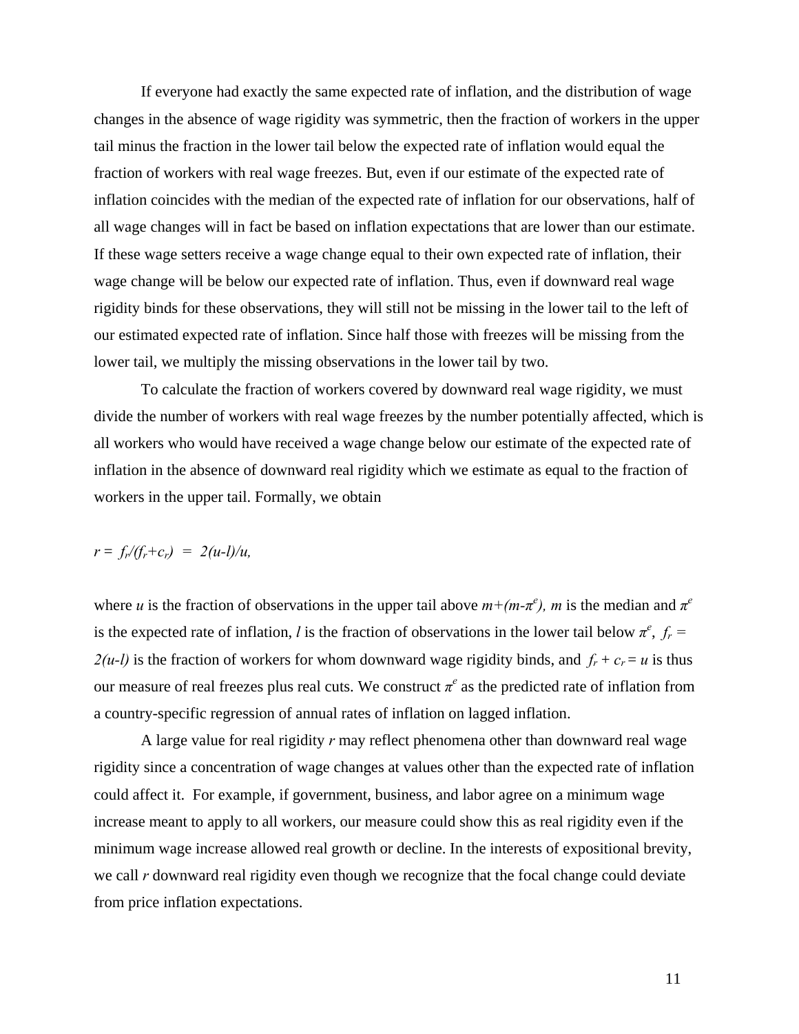If everyone had exactly the same expected rate of inflation, and the distribution of wage changes in the absence of wage rigidity was symmetric, then the fraction of workers in the upper tail minus the fraction in the lower tail below the expected rate of inflation would equal the fraction of workers with real wage freezes. But, even if our estimate of the expected rate of inflation coincides with the median of the expected rate of inflation for our observations, half of all wage changes will in fact be based on inflation expectations that are lower than our estimate. If these wage setters receive a wage change equal to their own expected rate of inflation, their wage change will be below our expected rate of inflation. Thus, even if downward real wage rigidity binds for these observations, they will still not be missing in the lower tail to the left of our estimated expected rate of inflation. Since half those with freezes will be missing from the lower tail, we multiply the missing observations in the lower tail by two.

To calculate the fraction of workers covered by downward real wage rigidity, we must divide the number of workers with real wage freezes by the number potentially affected, which is all workers who would have received a wage change below our estimate of the expected rate of inflation in the absence of downward real rigidity which we estimate as equal to the fraction of workers in the upper tail. Formally, we obtain

$$r = f_r/(f_r+c_r) = 2(u-l)/u,$$

where $u$ is the fraction of observations in the upper tail above $m+(m-\pi^e)$, $m$ is the median and $\pi^e$ is the expected rate of inflation, $l$ is the fraction of observations in the lower tail below $\pi^e$, $f_r = 2(u-l)$ is the fraction of workers for whom downward wage rigidity binds, and $f_r + c_r = u$ is thus our measure of real freezes plus real cuts. We construct $\pi^e$ as the predicted rate of inflation from a country-specific regression of annual rates of inflation on lagged inflation.

A large value for real rigidity $r$ may reflect phenomena other than downward real wage rigidity since a concentration of wage changes at values other than the expected rate of inflation could affect it. For example, if government, business, and labor agree on a minimum wage increase meant to apply to all workers, our measure could show this as real rigidity even if the minimum wage increase allowed real growth or decline. In the interests of expositional brevity, we call $r$ downward real rigidity even though we recognize that the focal change could deviate from price inflation expectations.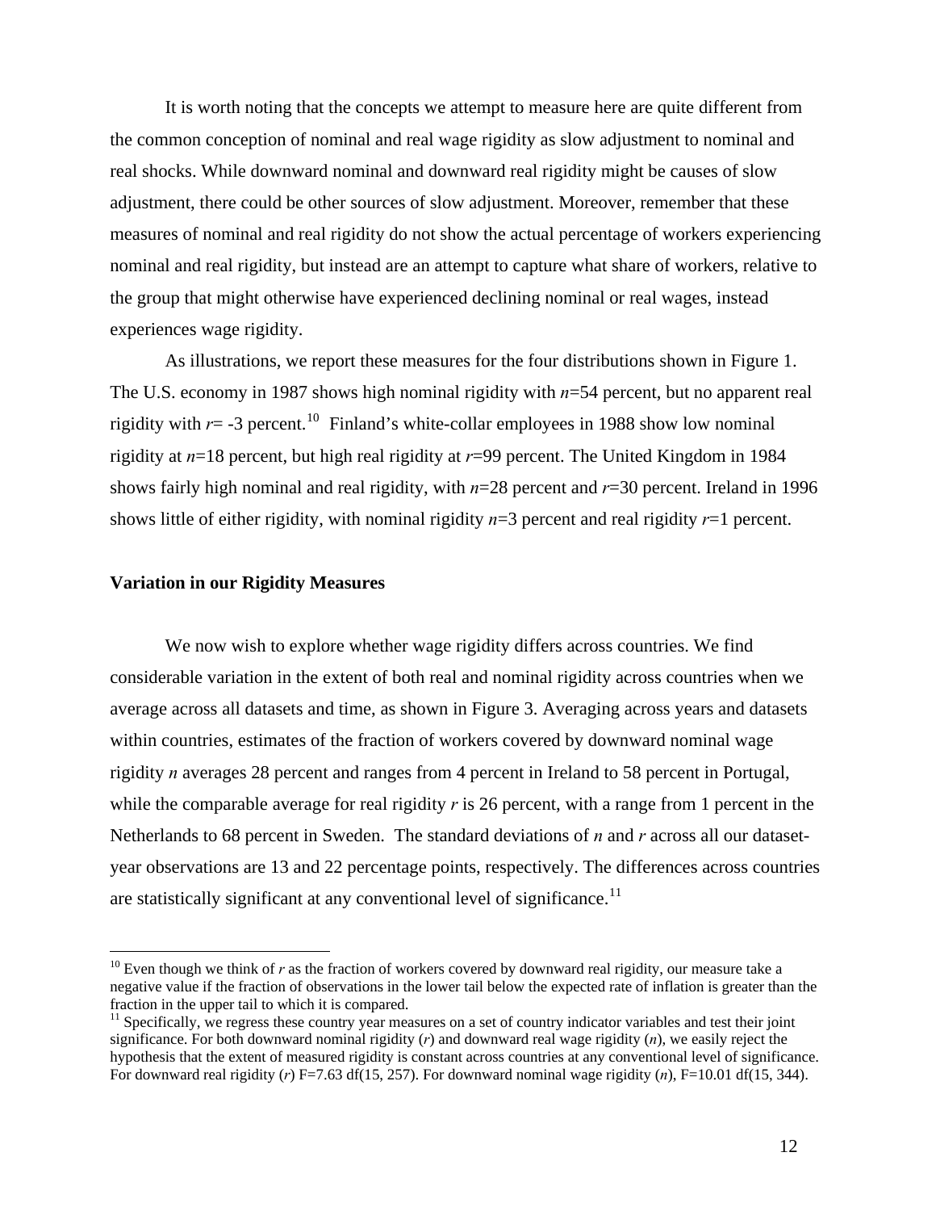It is worth noting that the concepts we attempt to measure here are quite different from the common conception of nominal and real wage rigidity as slow adjustment to nominal and real shocks. While downward nominal and downward real rigidity might be causes of slow adjustment, there could be other sources of slow adjustment. Moreover, remember that these measures of nominal and real rigidity do not show the actual percentage of workers experiencing nominal and real rigidity, but instead are an attempt to capture what share of workers, relative to the group that might otherwise have experienced declining nominal or real wages, instead experiences wage rigidity.

As illustrations, we report these measures for the four distributions shown in Figure 1. The U.S. economy in 1987 shows high nominal rigidity with $n$=54 percent, but no apparent real rigidity with $r$= -3 percent.[10] Finland's white-collar employees in 1988 show low nominal rigidity at $n$=18 percent, but high real rigidity at $r$=99 percent. The United Kingdom in 1984 shows fairly high nominal and real rigidity, with $n$=28 percent and $r$=30 percent. Ireland in 1996 shows little of either rigidity, with nominal rigidity $n$=3 percent and real rigidity $r$=1 percent.

**Variation in our Rigidity Measures**

We now wish to explore whether wage rigidity differs across countries. We find considerable variation in the extent of both real and nominal rigidity across countries when we average across all datasets and time, as shown in Figure 3. Averaging across years and datasets within countries, estimates of the fraction of workers covered by downward nominal wage rigidity $n$ averages 28 percent and ranges from 4 percent in Ireland to 58 percent in Portugal, while the comparable average for real rigidity $r$ is 26 percent, with a range from 1 percent in the Netherlands to 68 percent in Sweden. The standard deviations of $n$ and $r$ across all our dataset-year observations are 13 and 22 percentage points, respectively. The differences across countries are statistically significant at any conventional level of significance.[11]

[10] Even though we think of $r$ as the fraction of workers covered by downward real rigidity, our measure take a negative value if the fraction of observations in the lower tail below the expected rate of inflation is greater than the fraction in the upper tail to which it is compared.

[11] Specifically, we regress these country year measures on a set of country indicator variables and test their joint significance. For both downward nominal rigidity ($r$) and downward real wage rigidity ($n$), we easily reject the hypothesis that the extent of measured rigidity is constant across countries at any conventional level of significance. For downward real rigidity ($r$) F=7.63 df(15, 257). For downward nominal wage rigidity ($n$), F=10.01 df(15, 344).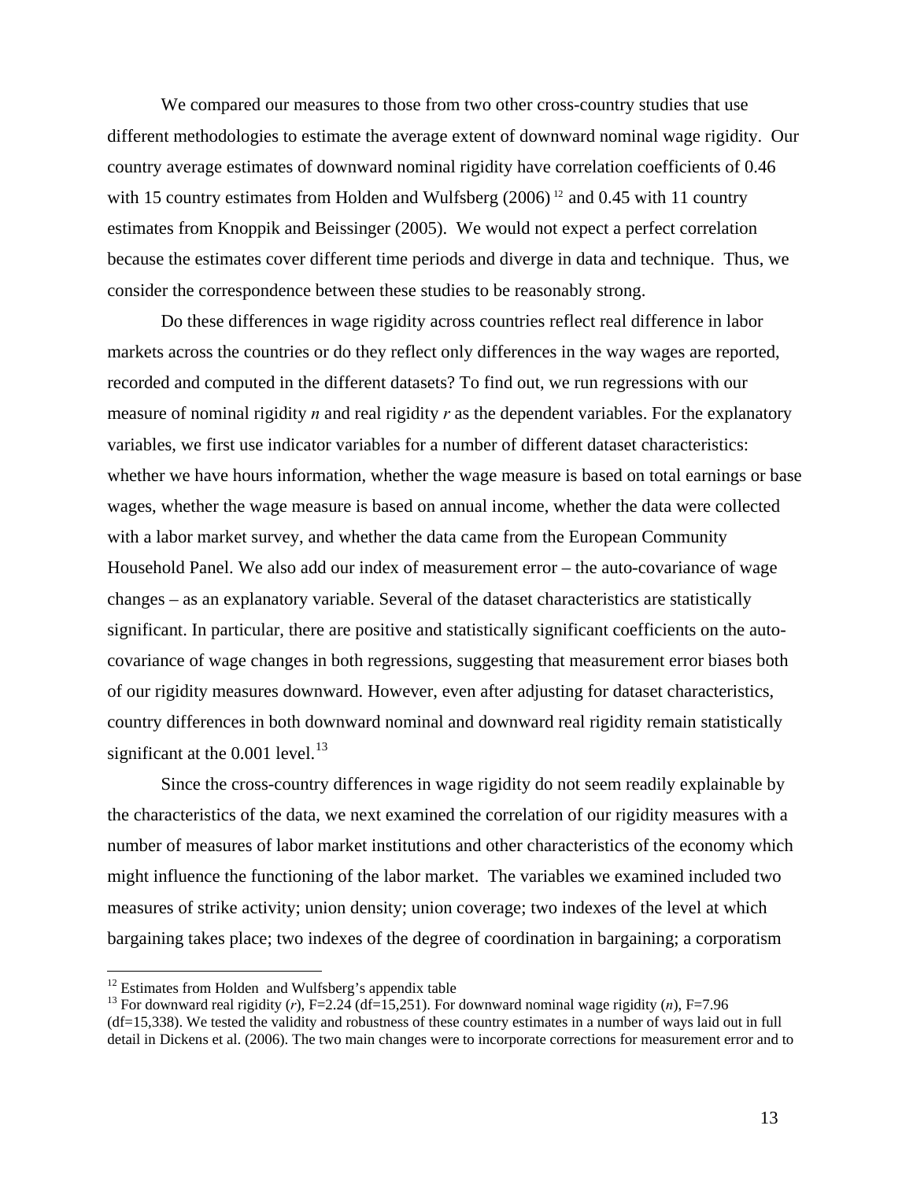We compared our measures to those from two other cross-country studies that use different methodologies to estimate the average extent of downward nominal wage rigidity. Our country average estimates of downward nominal rigidity have correlation coefficients of 0.46 with 15 country estimates from Holden and Wulfsberg (2006) [12] and 0.45 with 11 country estimates from Knoppik and Beissinger (2005). We would not expect a perfect correlation because the estimates cover different time periods and diverge in data and technique. Thus, we consider the correspondence between these studies to be reasonably strong.

Do these differences in wage rigidity across countries reflect real difference in labor markets across the countries or do they reflect only differences in the way wages are reported, recorded and computed in the different datasets? To find out, we run regressions with our measure of nominal rigidity $n$ and real rigidity $r$ as the dependent variables. For the explanatory variables, we first use indicator variables for a number of different dataset characteristics: whether we have hours information, whether the wage measure is based on total earnings or base wages, whether the wage measure is based on annual income, whether the data were collected with a labor market survey, and whether the data came from the European Community Household Panel. We also add our index of measurement error – the auto-covariance of wage changes – as an explanatory variable. Several of the dataset characteristics are statistically significant. In particular, there are positive and statistically significant coefficients on the auto-covariance of wage changes in both regressions, suggesting that measurement error biases both of our rigidity measures downward. However, even after adjusting for dataset characteristics, country differences in both downward nominal and downward real rigidity remain statistically significant at the 0.001 level.[13]

Since the cross-country differences in wage rigidity do not seem readily explainable by the characteristics of the data, we next examined the correlation of our rigidity measures with a number of measures of labor market institutions and other characteristics of the economy which might influence the functioning of the labor market. The variables we examined included two measures of strike activity; union density; union coverage; two indexes of the level at which bargaining takes place; two indexes of the degree of coordination in bargaining; a corporatism

[12] Estimates from Holden and Wulfsberg's appendix table

[13] For downward real rigidity ($r$), $F=2.24$ ($df=15,251$). For downward nominal wage rigidity ($n$), $F=7.96$ ($df=15,338$). We tested the validity and robustness of these country estimates in a number of ways laid out in full detail in Dickens et al. (2006). The two main changes were to incorporate corrections for measurement error and to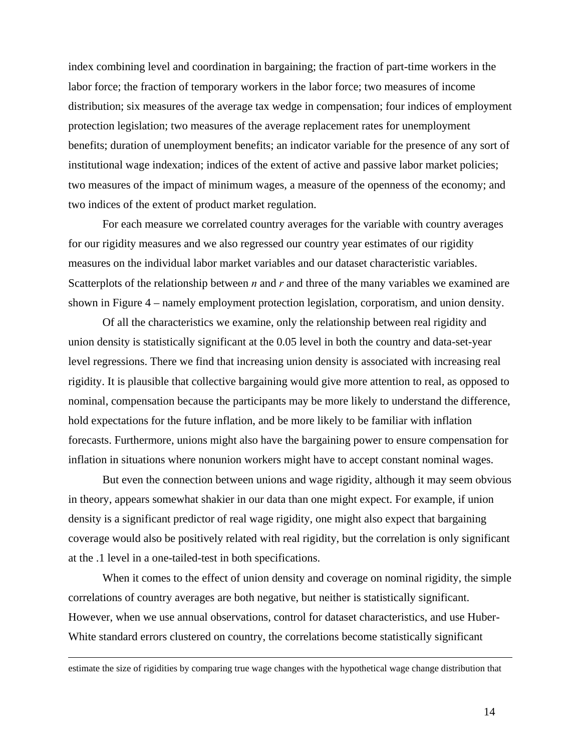index combining level and coordination in bargaining; the fraction of part-time workers in the labor force; the fraction of temporary workers in the labor force; two measures of income distribution; six measures of the average tax wedge in compensation; four indices of employment protection legislation; two measures of the average replacement rates for unemployment benefits; duration of unemployment benefits; an indicator variable for the presence of any sort of institutional wage indexation; indices of the extent of active and passive labor market policies; two measures of the impact of minimum wages, a measure of the openness of the economy; and two indices of the extent of product market regulation.

For each measure we correlated country averages for the variable with country averages for our rigidity measures and we also regressed our country year estimates of our rigidity measures on the individual labor market variables and our dataset characteristic variables. Scatterplots of the relationship between $n$ and $r$ and three of the many variables we examined are shown in Figure 4 – namely employment protection legislation, corporatism, and union density.

Of all the characteristics we examine, only the relationship between real rigidity and union density is statistically significant at the 0.05 level in both the country and data-set-year level regressions. There we find that increasing union density is associated with increasing real rigidity. It is plausible that collective bargaining would give more attention to real, as opposed to nominal, compensation because the participants may be more likely to understand the difference, hold expectations for the future inflation, and be more likely to be familiar with inflation forecasts. Furthermore, unions might also have the bargaining power to ensure compensation for inflation in situations where nonunion workers might have to accept constant nominal wages.

But even the connection between unions and wage rigidity, although it may seem obvious in theory, appears somewhat shakier in our data than one might expect. For example, if union density is a significant predictor of real wage rigidity, one might also expect that bargaining coverage would also be positively related with real rigidity, but the correlation is only significant at the .1 level in a one-tailed-test in both specifications.

When it comes to the effect of union density and coverage on nominal rigidity, the simple correlations of country averages are both negative, but neither is statistically significant. However, when we use annual observations, control for dataset characteristics, and use Huber-White standard errors clustered on country, the correlations become statistically significant

estimate the size of rigidities by comparing true wage changes with the hypothetical wage change distribution that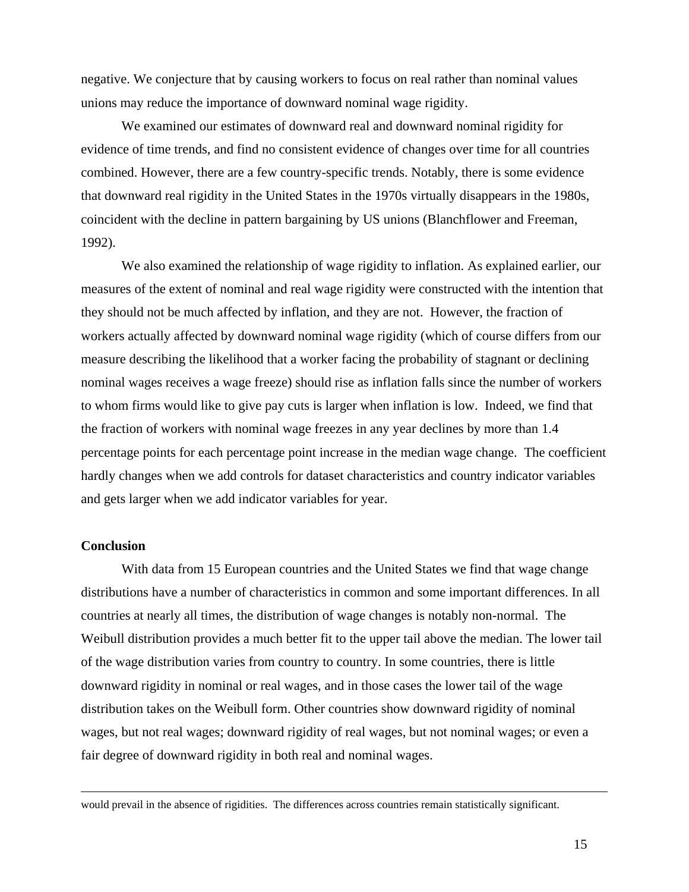negative. We conjecture that by causing workers to focus on real rather than nominal values unions may reduce the importance of downward nominal wage rigidity.

We examined our estimates of downward real and downward nominal rigidity for evidence of time trends, and find no consistent evidence of changes over time for all countries combined. However, there are a few country-specific trends. Notably, there is some evidence that downward real rigidity in the United States in the 1970s virtually disappears in the 1980s, coincident with the decline in pattern bargaining by US unions (Blanchflower and Freeman, 1992).

We also examined the relationship of wage rigidity to inflation. As explained earlier, our measures of the extent of nominal and real wage rigidity were constructed with the intention that they should not be much affected by inflation, and they are not. However, the fraction of workers actually affected by downward nominal wage rigidity (which of course differs from our measure describing the likelihood that a worker facing the probability of stagnant or declining nominal wages receives a wage freeze) should rise as inflation falls since the number of workers to whom firms would like to give pay cuts is larger when inflation is low. Indeed, we find that the fraction of workers with nominal wage freezes in any year declines by more than 1.4 percentage points for each percentage point increase in the median wage change. The coefficient hardly changes when we add controls for dataset characteristics and country indicator variables and gets larger when we add indicator variables for year.

**Conclusion**

With data from 15 European countries and the United States we find that wage change distributions have a number of characteristics in common and some important differences. In all countries at nearly all times, the distribution of wage changes is notably non-normal. The Weibull distribution provides a much better fit to the upper tail above the median. The lower tail of the wage distribution varies from country to country. In some countries, there is little downward rigidity in nominal or real wages, and in those cases the lower tail of the wage distribution takes on the Weibull form. Other countries show downward rigidity of nominal wages, but not real wages; downward rigidity of real wages, but not nominal wages; or even a fair degree of downward rigidity in both real and nominal wages.

---

would prevail in the absence of rigidities. The differences across countries remain statistically significant.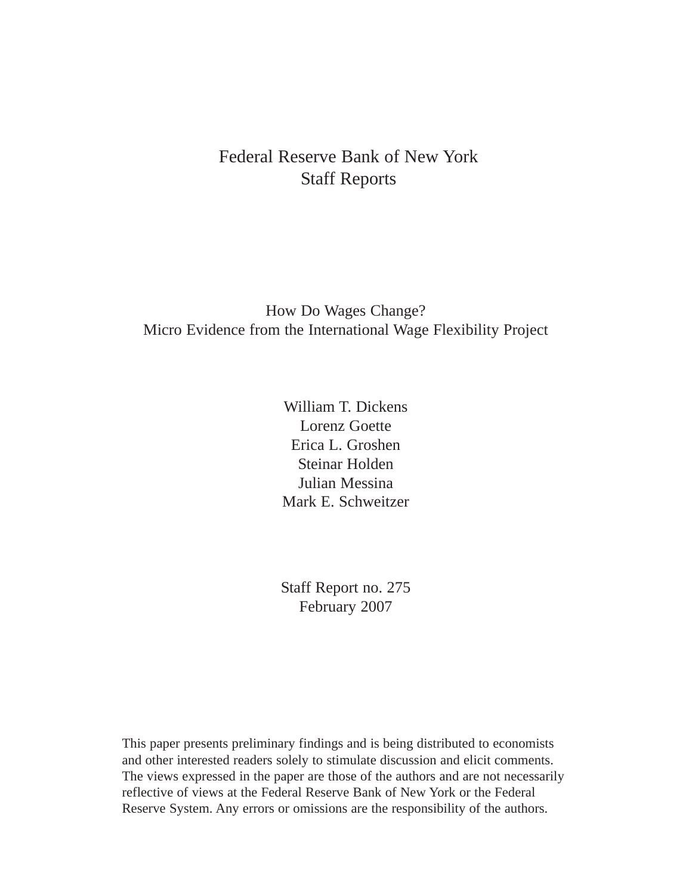Federal Reserve Bank of New York
Staff Reports

How Do Wages Change?
Micro Evidence from the International Wage Flexibility Project

William T. Dickens
Lorenz Goette
Erica L. Groshen
Steinar Holden
Julian Messina
Mark E. Schweitzer

Staff Report no. 275
February 2007

This paper presents preliminary findings and is being distributed to economists and other interested readers solely to stimulate discussion and elicit comments. The views expressed in the paper are those of the authors and are not necessarily reflective of views at the Federal Reserve Bank of New York or the Federal Reserve System. Any errors or omissions are the responsibility of the authors.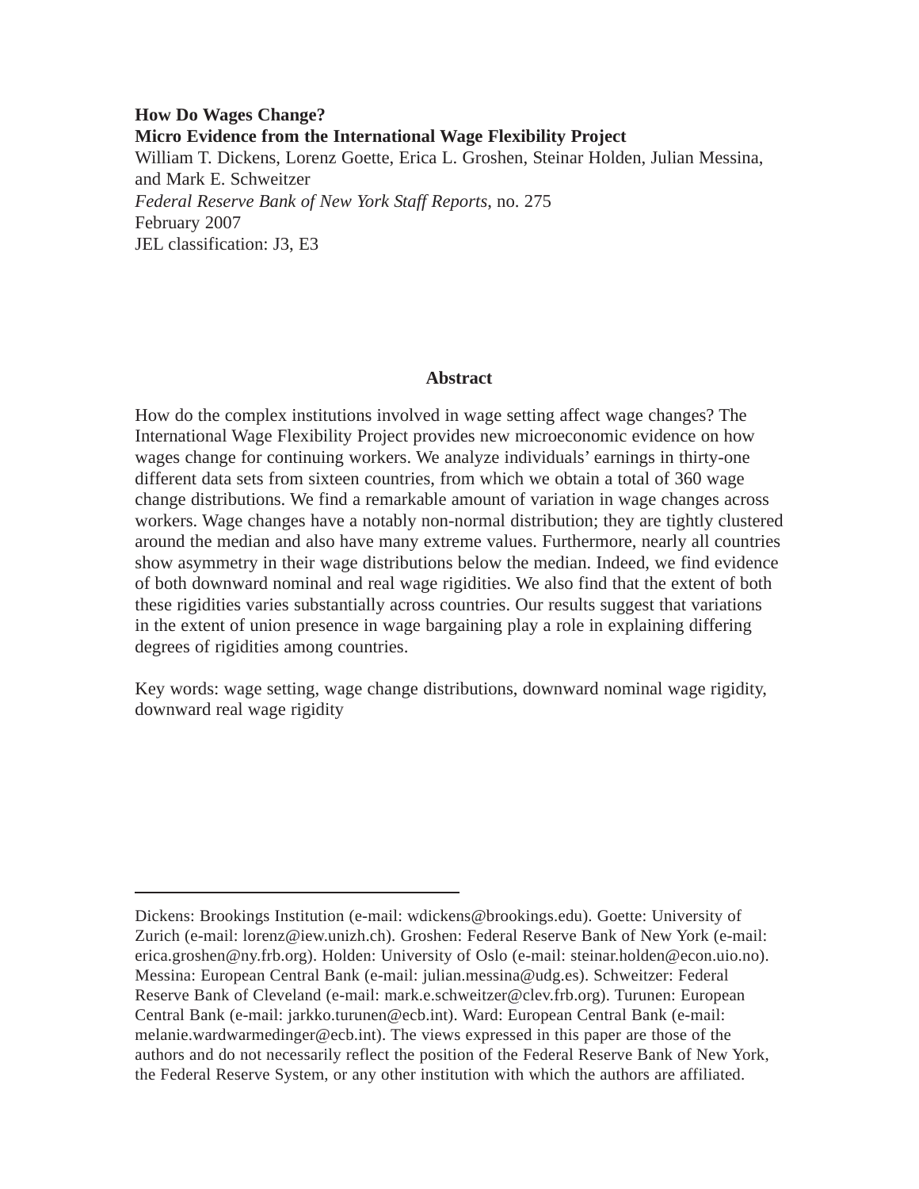**How Do Wages Change?**
**Micro Evidence from the International Wage Flexibility Project**
William T. Dickens, Lorenz Goette, Erica L. Groshen, Steinar Holden, Julian Messina, and Mark E. Schweitzer
*Federal Reserve Bank of New York Staff Reports*, no. 275
February 2007
JEL classification: J3, E3

## Abstract

How do the complex institutions involved in wage setting affect wage changes? The International Wage Flexibility Project provides new microeconomic evidence on how wages change for continuing workers. We analyze individuals' earnings in thirty-one different data sets from sixteen countries, from which we obtain a total of 360 wage change distributions. We find a remarkable amount of variation in wage changes across workers. Wage changes have a notably non-normal distribution; they are tightly clustered around the median and also have many extreme values. Furthermore, nearly all countries show asymmetry in their wage distributions below the median. Indeed, we find evidence of both downward nominal and real wage rigidities. We also find that the extent of both these rigidities varies substantially across countries. Our results suggest that variations in the extent of union presence in wage bargaining play a role in explaining differing degrees of rigidities among countries.

Key words: wage setting, wage change distributions, downward nominal wage rigidity, downward real wage rigidity

---

Dickens: Brookings Institution (e-mail: wdickens@brookings.edu). Goette: University of Zurich (e-mail: lorenz@iew.unizh.ch). Groshen: Federal Reserve Bank of New York (e-mail: erica.groshen@ny.frb.org). Holden: University of Oslo (e-mail: steinar.holden@econ.uio.no). Messina: European Central Bank (e-mail: julian.messina@udg.es). Schweitzer: Federal Reserve Bank of Cleveland (e-mail: mark.e.schweitzer@clev.frb.org). Turunen: European Central Bank (e-mail: jarkko.turunen@ecb.int). Ward: European Central Bank (e-mail: melanie.wardwarmedinger@ecb.int). The views expressed in this paper are those of the authors and do not necessarily reflect the position of the Federal Reserve Bank of New York, the Federal Reserve System, or any other institution with which the authors are affiliated.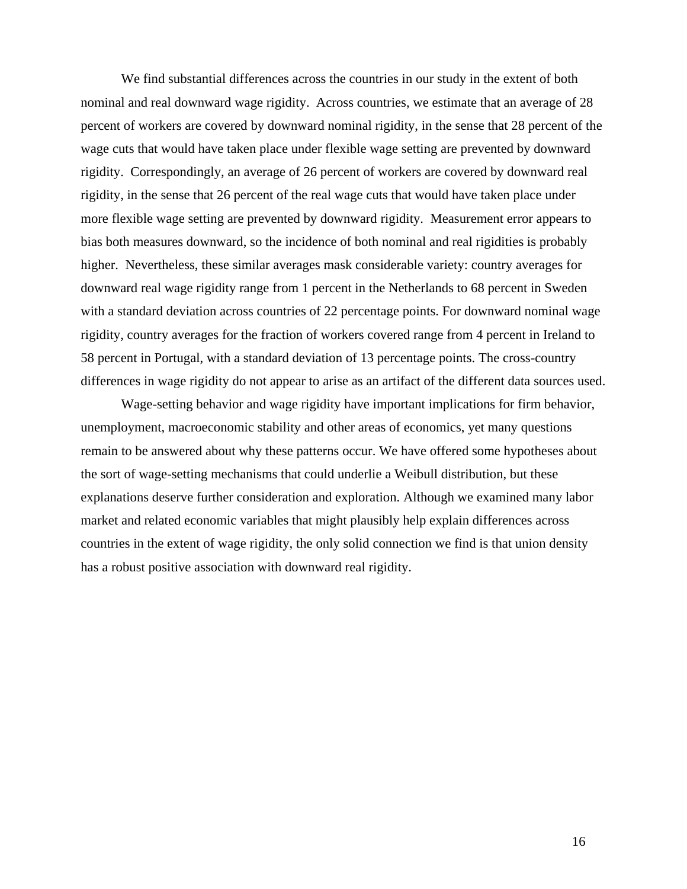We find substantial differences across the countries in our study in the extent of both nominal and real downward wage rigidity. Across countries, we estimate that an average of 28 percent of workers are covered by downward nominal rigidity, in the sense that 28 percent of the wage cuts that would have taken place under flexible wage setting are prevented by downward rigidity. Correspondingly, an average of 26 percent of workers are covered by downward real rigidity, in the sense that 26 percent of the real wage cuts that would have taken place under more flexible wage setting are prevented by downward rigidity. Measurement error appears to bias both measures downward, so the incidence of both nominal and real rigidities is probably higher. Nevertheless, these similar averages mask considerable variety: country averages for downward real wage rigidity range from 1 percent in the Netherlands to 68 percent in Sweden with a standard deviation across countries of 22 percentage points. For downward nominal wage rigidity, country averages for the fraction of workers covered range from 4 percent in Ireland to 58 percent in Portugal, with a standard deviation of 13 percentage points. The cross-country differences in wage rigidity do not appear to arise as an artifact of the different data sources used.

Wage-setting behavior and wage rigidity have important implications for firm behavior, unemployment, macroeconomic stability and other areas of economics, yet many questions remain to be answered about why these patterns occur. We have offered some hypotheses about the sort of wage-setting mechanisms that could underlie a Weibull distribution, but these explanations deserve further consideration and exploration. Although we examined many labor market and related economic variables that might plausibly help explain differences across countries in the extent of wage rigidity, the only solid connection we find is that union density has a robust positive association with downward real rigidity.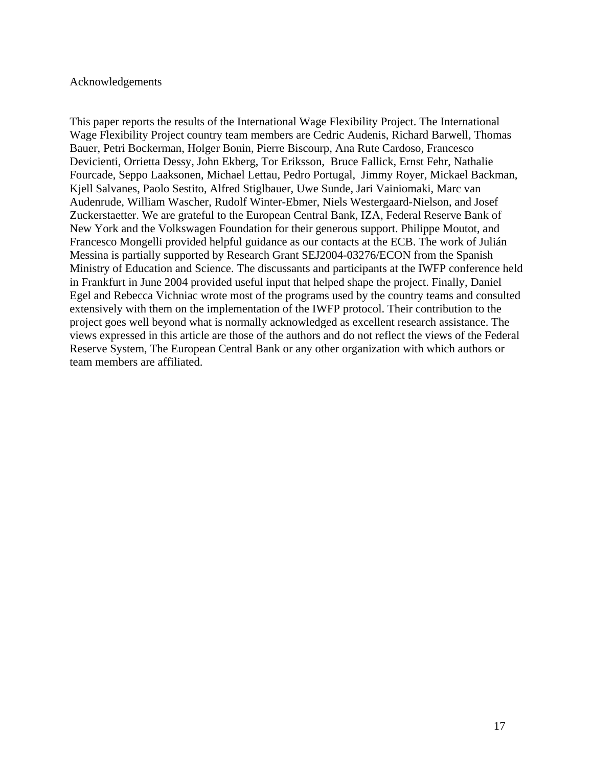# Acknowledgements

This paper reports the results of the International Wage Flexibility Project. The International Wage Flexibility Project country team members are Cedric Audenis, Richard Barwell, Thomas Bauer, Petri Bockerman, Holger Bonin, Pierre Biscourp, Ana Rute Cardoso, Francesco Devicienti, Orrietta Dessy, John Ekberg, Tor Eriksson, Bruce Fallick, Ernst Fehr, Nathalie Fourcade, Seppo Laaksonen, Michael Lettau, Pedro Portugal, Jimmy Royer, Mickael Backman, Kjell Salvanes, Paolo Sestito, Alfred Stiglbauer, Uwe Sunde, Jari Vainiomaki, Marc van Audenrude, William Wascher, Rudolf Winter-Ebmer, Niels Westergaard-Nielson, and Josef Zuckerstaetter. We are grateful to the European Central Bank, IZA, Federal Reserve Bank of New York and the Volkswagen Foundation for their generous support. Philippe Moutot, and Francesco Mongelli provided helpful guidance as our contacts at the ECB. The work of Julián Messina is partially supported by Research Grant SEJ2004-03276/ECON from the Spanish Ministry of Education and Science. The discussants and participants at the IWFP conference held in Frankfurt in June 2004 provided useful input that helped shape the project. Finally, Daniel Egel and Rebecca Vichniac wrote most of the programs used by the country teams and consulted extensively with them on the implementation of the IWFP protocol. Their contribution to the project goes well beyond what is normally acknowledged as excellent research assistance. The views expressed in this article are those of the authors and do not reflect the views of the Federal Reserve System, The European Central Bank or any other organization with which authors or team members are affiliated.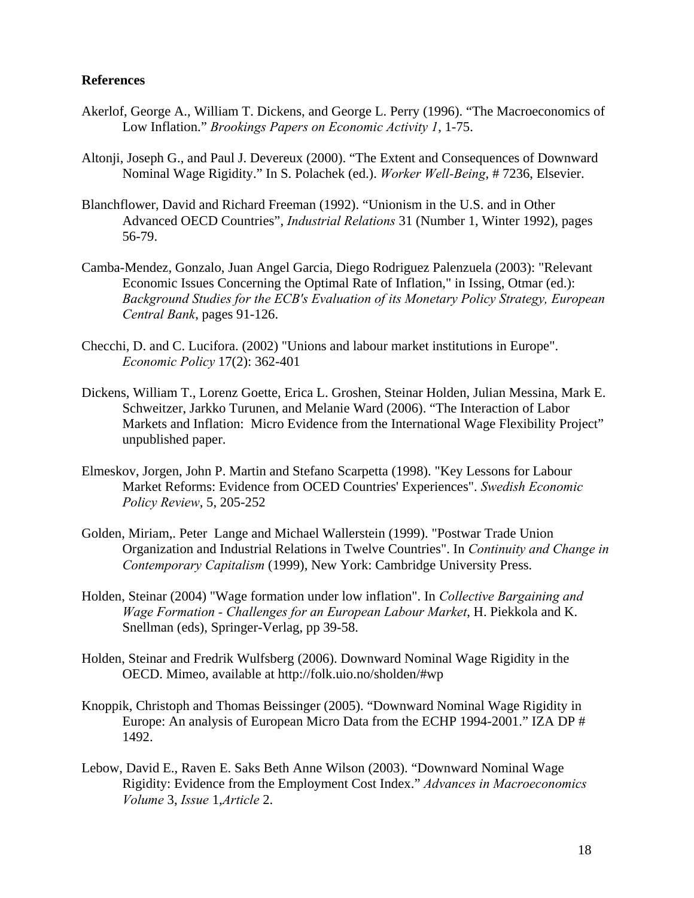**References**

Akerlof, George A., William T. Dickens, and George L. Perry (1996). "The Macroeconomics of Low Inflation." *Brookings Papers on Economic Activity 1*, 1-75.

Altonji, Joseph G., and Paul J. Devereux (2000). "The Extent and Consequences of Downward Nominal Wage Rigidity." In S. Polachek (ed.). *Worker Well-Being*, # 7236, Elsevier.

Blanchflower, David and Richard Freeman (1992). "Unionism in the U.S. and in Other Advanced OECD Countries", *Industrial Relations* 31 (Number 1, Winter 1992), pages 56-79.

Camba-Mendez, Gonzalo, Juan Angel Garcia, Diego Rodriguez Palenzuela (2003): "Relevant Economic Issues Concerning the Optimal Rate of Inflation," in Issing, Otmar (ed.): *Background Studies for the ECB's Evaluation of its Monetary Policy Strategy, European Central Bank*, pages 91-126.

Checchi, D. and C. Lucifora. (2002) "Unions and labour market institutions in Europe". *Economic Policy* 17(2): 362-401

Dickens, William T., Lorenz Goette, Erica L. Groshen, Steinar Holden, Julian Messina, Mark E. Schweitzer, Jarkko Turunen, and Melanie Ward (2006). "The Interaction of Labor Markets and Inflation: Micro Evidence from the International Wage Flexibility Project" unpublished paper.

Elmeskov, Jorgen, John P. Martin and Stefano Scarpetta (1998). "Key Lessons for Labour Market Reforms: Evidence from OCED Countries' Experiences". *Swedish Economic Policy Review*, 5, 205-252

Golden, Miriam,. Peter Lange and Michael Wallerstein (1999). "Postwar Trade Union Organization and Industrial Relations in Twelve Countries". In *Continuity and Change in Contemporary Capitalism* (1999), New York: Cambridge University Press.

Holden, Steinar (2004) "Wage formation under low inflation". In *Collective Bargaining and Wage Formation - Challenges for an European Labour Market*, H. Piekkola and K. Snellman (eds), Springer-Verlag, pp 39-58.

Holden, Steinar and Fredrik Wulfsberg (2006). Downward Nominal Wage Rigidity in the OECD. Mimeo, available at http://folk.uio.no/sholden/#wp

Knoppik, Christoph and Thomas Beissinger (2005). "Downward Nominal Wage Rigidity in Europe: An analysis of European Micro Data from the ECHP 1994-2001." IZA DP # 1492.

Lebow, David E., Raven E. Saks Beth Anne Wilson (2003). "Downward Nominal Wage Rigidity: Evidence from the Employment Cost Index." *Advances in Macroeconomics Volume* 3, *Issue* 1,*Article* 2.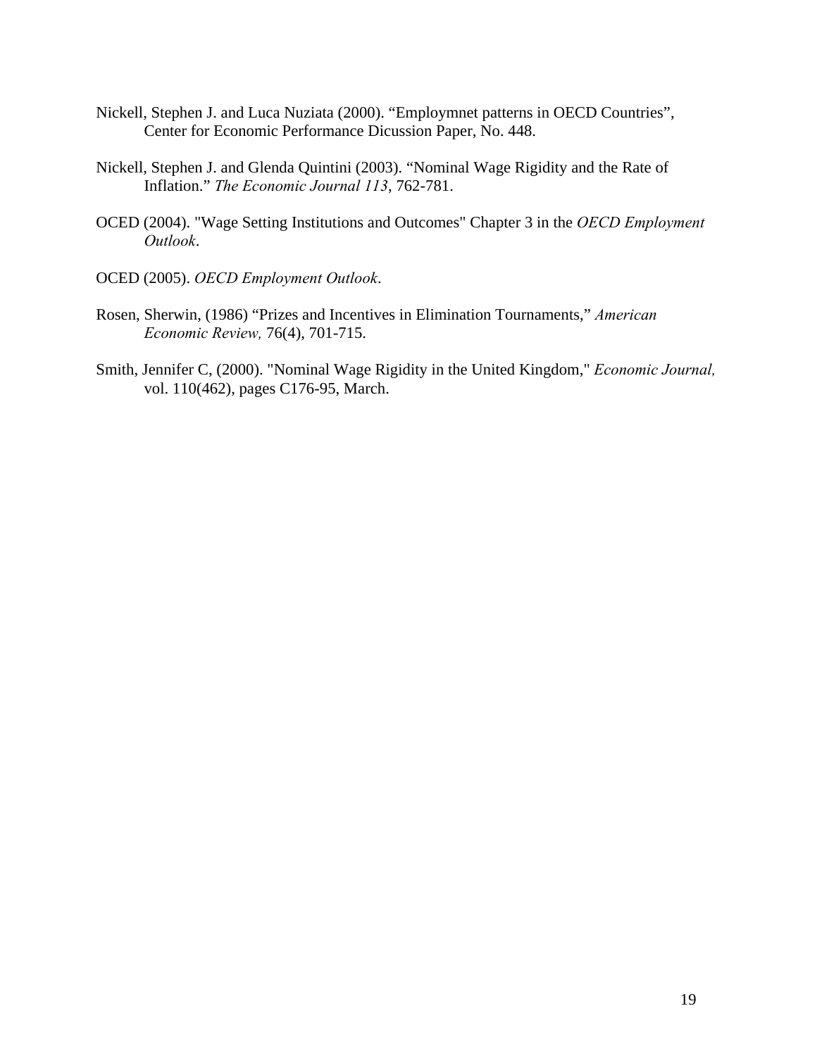Nickell, Stephen J. and Luca Nuziata (2000). "Employmnet patterns in OECD Countries", Center for Economic Performance Dicussion Paper, No. 448.

Nickell, Stephen J. and Glenda Quintini (2003). "Nominal Wage Rigidity and the Rate of Inflation." *The Economic Journal 113*, 762-781.

OCED (2004). "Wage Setting Institutions and Outcomes" Chapter 3 in the *OECD Employment Outlook*.

OCED (2005). *OECD Employment Outlook*.

Rosen, Sherwin, (1986) "Prizes and Incentives in Elimination Tournaments," *American Economic Review,* 76(4), 701-715.

Smith, Jennifer C, (2000). "Nominal Wage Rigidity in the United Kingdom," *Economic Journal,* vol. 110(462), pages C176-95, March.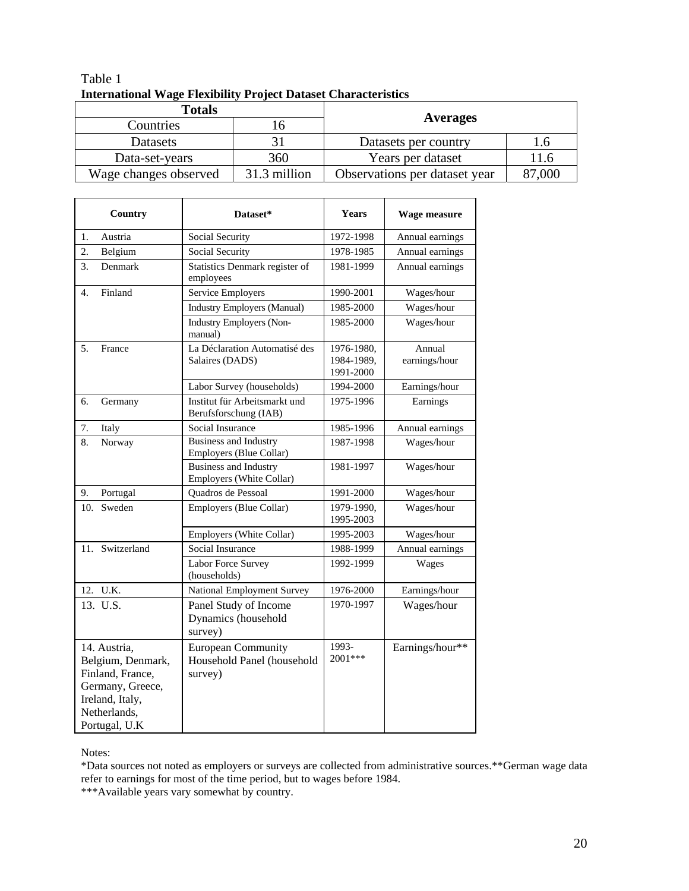Table 1
**International Wage Flexibility Project Dataset Characteristics**

| Totals | | Averages | |
|---|---|---|---|
| Countries | 16 | | |
| Datasets | 31 | Datasets per country | 1.6 |
| Data-set-years | 360 | Years per dataset | 11.6 |
| Wage changes observed | 31.3 million | Observations per dataset year | 87,000 |

| Country | Dataset* | Years | Wage measure |
|---|---|---|---|
| 1. Austria | Social Security | 1972-1998 | Annual earnings |
| 2. Belgium | Social Security | 1978-1985 | Annual earnings |
| 3. Denmark | Statistics Denmark register of employees | 1981-1999 | Annual earnings |
| 4. Finland | Service Employers | 1990-2001 | Wages/hour |
| | Industry Employers (Manual) | 1985-2000 | Wages/hour |
| | Industry Employers (Non-manual) | 1985-2000 | Wages/hour |
| 5. France | La Déclaration Automatisé des Salaires (DADS) | 1976-1980, 1984-1989, 1991-2000 | Annual earnings/hour |
| | Labor Survey (households) | 1994-2000 | Earnings/hour |
| 6. Germany | Institut für Arbeitsmarkt und Berufsforschung (IAB) | 1975-1996 | Earnings |
| 7. Italy | Social Insurance | 1985-1996 | Annual earnings |
| 8. Norway | Business and Industry Employers (Blue Collar) | 1987-1998 | Wages/hour |
| | Business and Industry Employers (White Collar) | 1981-1997 | Wages/hour |
| 9. Portugal | Quadros de Pessoal | 1991-2000 | Wages/hour |
| 10. Sweden | Employers (Blue Collar) | 1979-1990, 1995-2003 | Wages/hour |
| | Employers (White Collar) | 1995-2003 | Wages/hour |
| 11. Switzerland | Social Insurance | 1988-1999 | Annual earnings |
| | Labor Force Survey (households) | 1992-1999 | Wages |
| 12. U.K. | National Employment Survey | 1976-2000 | Earnings/hour |
| 13. U.S. | Panel Study of Income Dynamics (household survey) | 1970-1997 | Wages/hour |
| 14. Austria, Belgium, Denmark, Finland, France, Germany, Greece, Ireland, Italy, Netherlands, Portugal, U.K | European Community Household Panel (household survey) | 1993-2001*** | Earnings/hour** |

Notes:
*Data sources not noted as employers or surveys are collected from administrative sources.**German wage data refer to earnings for most of the time period, but to wages before 1984.
***Available years vary somewhat by country.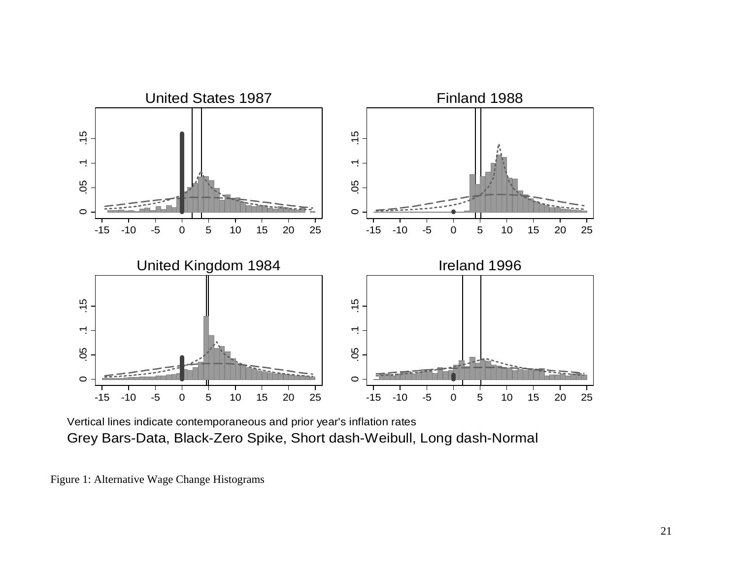Vertical lines indicate contemporaneous and prior year's inflation rates
Grey Bars-Data, Black-Zero Spike, Short dash-Weibull, Long dash-Normal

Figure 1: Alternative Wage Change Histograms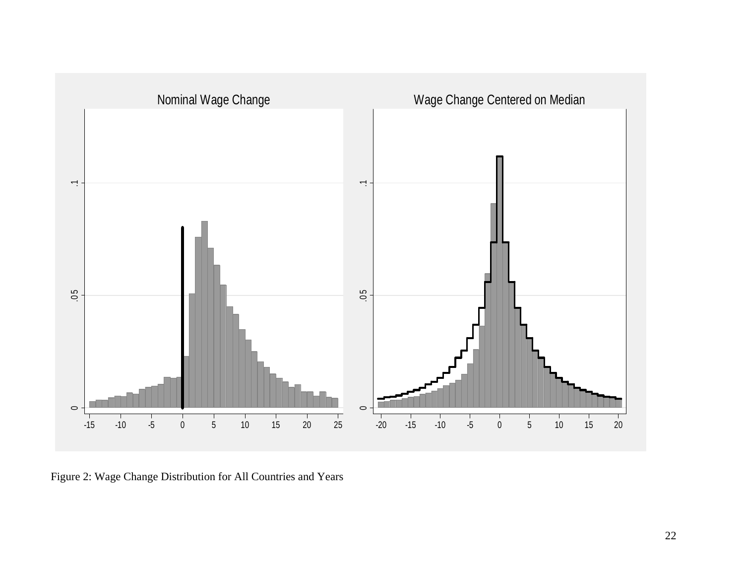Figure 2: Wage Change Distribution for All Countries and Years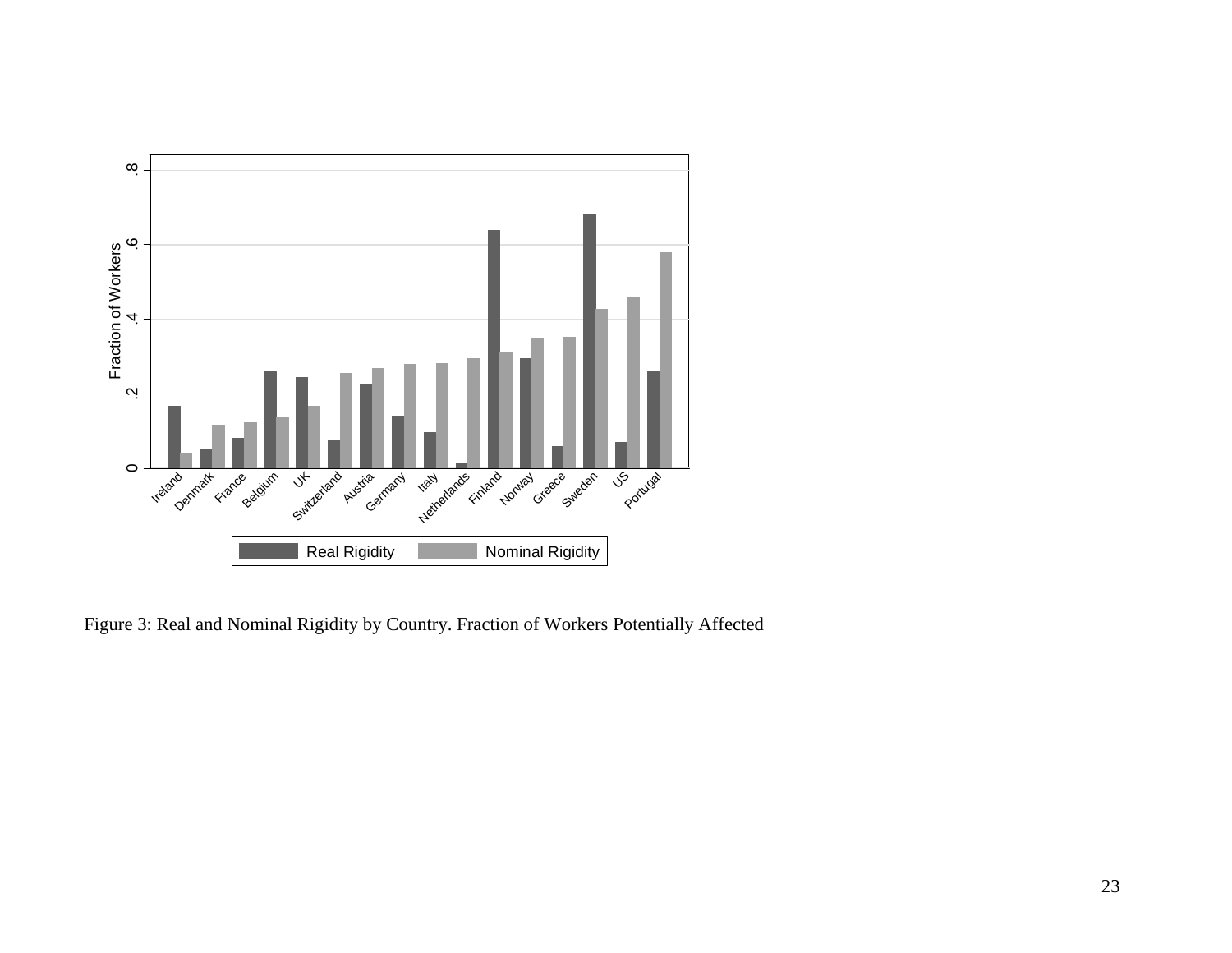Figure 3: Real and Nominal Rigidity by Country. Fraction of Workers Potentially Affected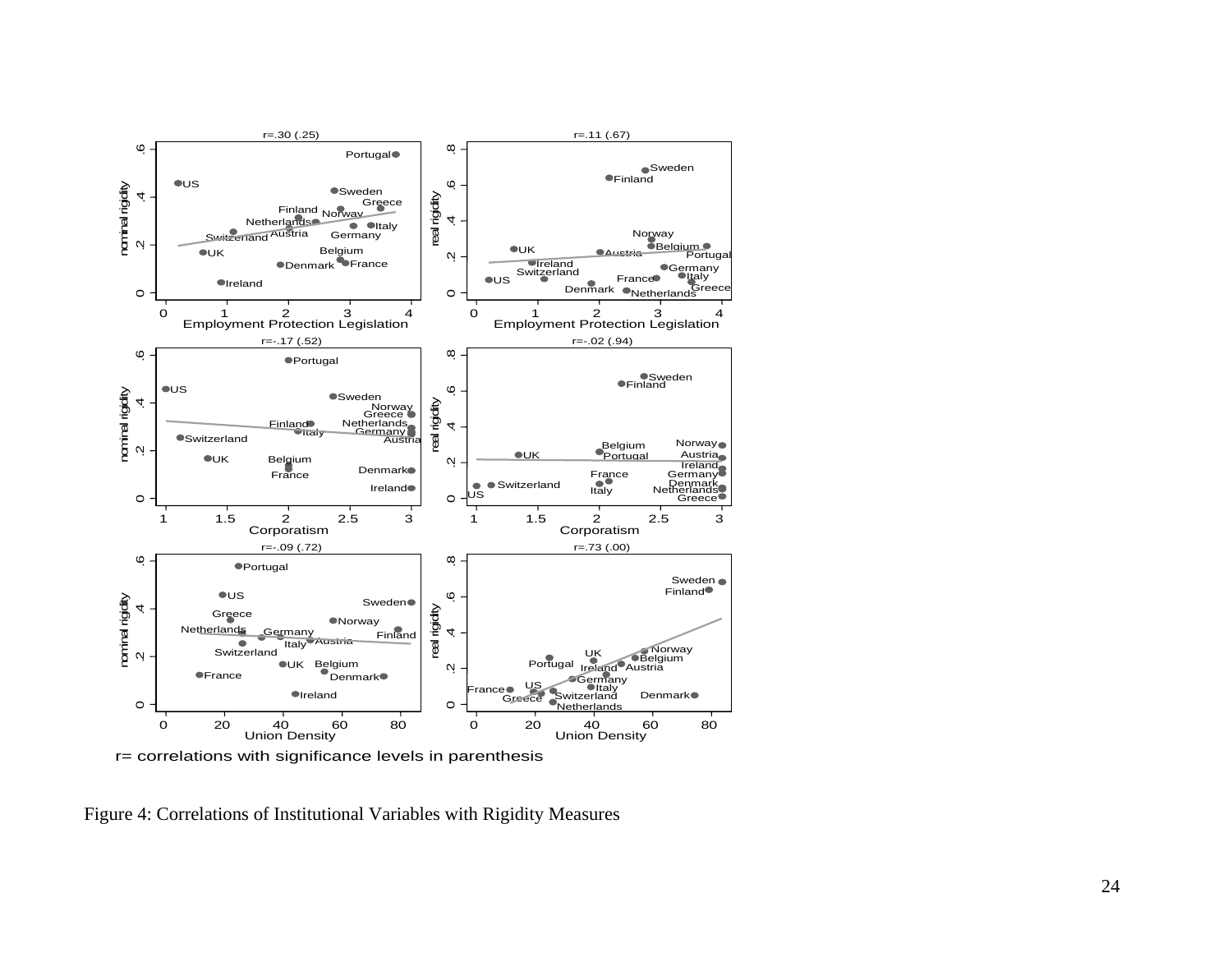r=.30 (.25)

r=.11 (.67)

r=-.17 (.52)

r=-.02 (.94)

r=-.09 (.72)

r=.73 (.00)

r= correlations with significance levels in parenthesis

Figure 4: Correlations of Institutional Variables with Rigidity Measures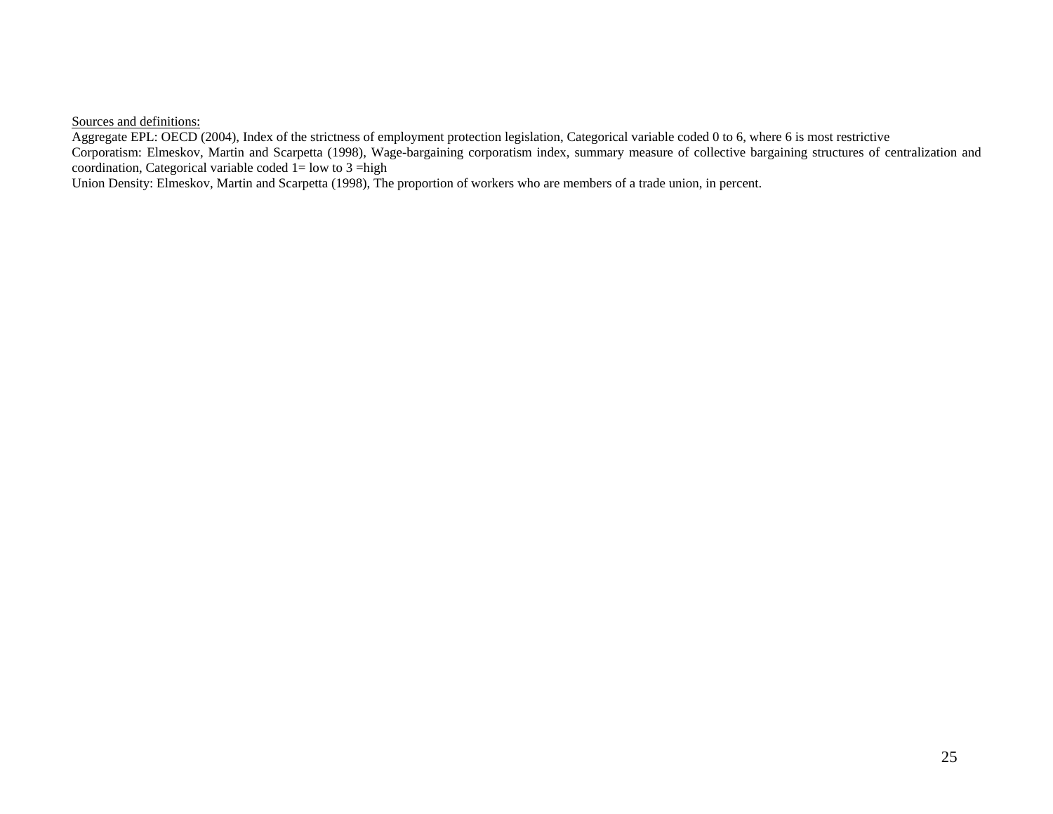Sources and definitions:

Aggregate EPL: OECD (2004), Index of the strictness of employment protection legislation, Categorical variable coded 0 to 6, where 6 is most restrictive

Corporatism: Elmeskov, Martin and Scarpetta (1998), Wage-bargaining corporatism index, summary measure of collective bargaining structures of centralization and coordination, Categorical variable coded 1= low to 3 =high

Union Density: Elmeskov, Martin and Scarpetta (1998), The proportion of workers who are members of a trade union, in percent.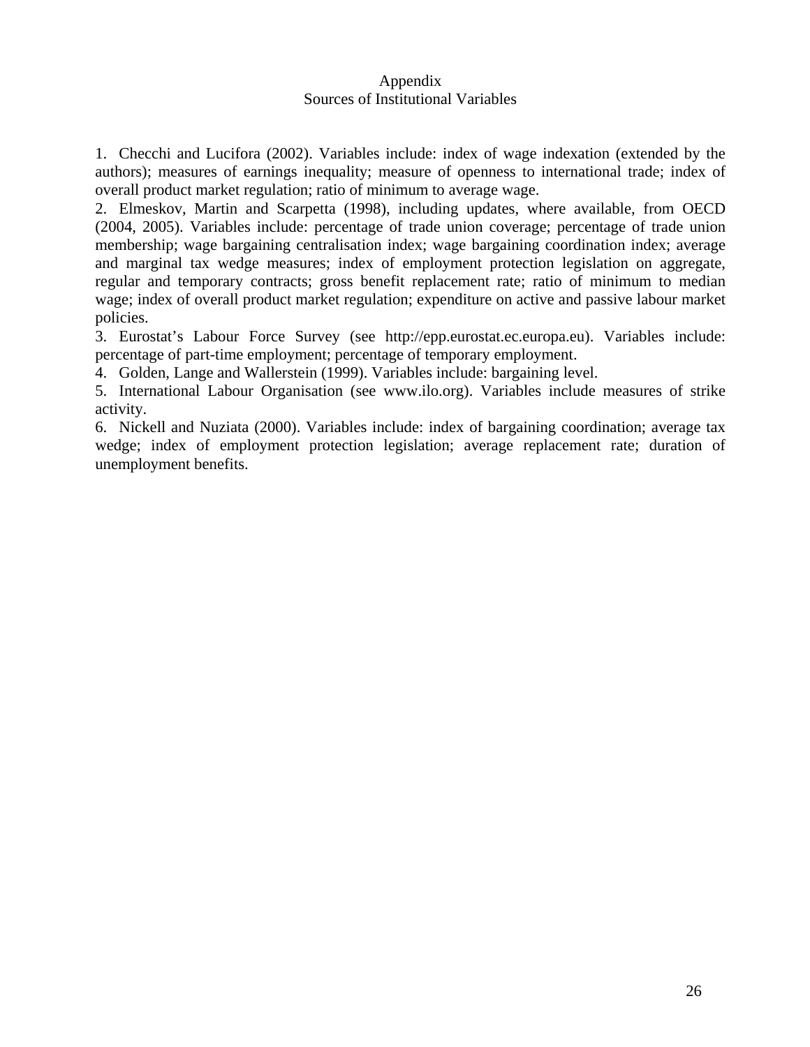# Appendix
## Sources of Institutional Variables

1. Checchi and Lucifora (2002). Variables include: index of wage indexation (extended by the authors); measures of earnings inequality; measure of openness to international trade; index of overall product market regulation; ratio of minimum to average wage.
2. Elmeskov, Martin and Scarpetta (1998), including updates, where available, from OECD (2004, 2005). Variables include: percentage of trade union coverage; percentage of trade union membership; wage bargaining centralisation index; wage bargaining coordination index; average and marginal tax wedge measures; index of employment protection legislation on aggregate, regular and temporary contracts; gross benefit replacement rate; ratio of minimum to median wage; index of overall product market regulation; expenditure on active and passive labour market policies.
3. Eurostat's Labour Force Survey (see http://epp.eurostat.ec.europa.eu). Variables include: percentage of part-time employment; percentage of temporary employment.
4. Golden, Lange and Wallerstein (1999). Variables include: bargaining level.
5. International Labour Organisation (see www.ilo.org). Variables include measures of strike activity.
6. Nickell and Nuziata (2000). Variables include: index of bargaining coordination; average tax wedge; index of employment protection legislation; average replacement rate; duration of unemployment benefits.